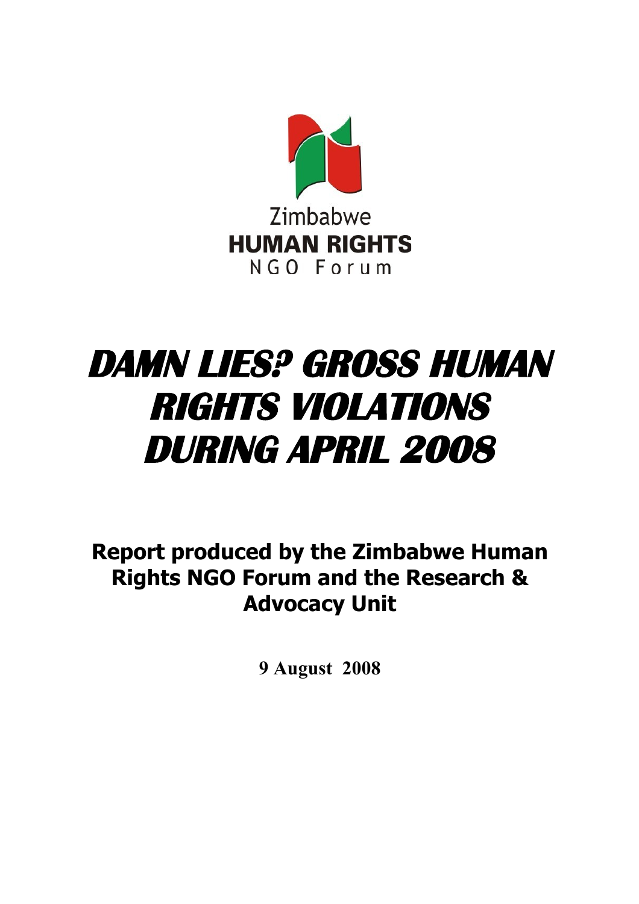Zimbabwe
**HUMAN RIGHTS**
NGO Forum

# *DAMN LIES? GROSS HUMAN RIGHTS VIOLATIONS DURING APRIL 2008*

## Report produced by the Zimbabwe Human Rights NGO Forum and the Research & Advocacy Unit

**9 August 2008**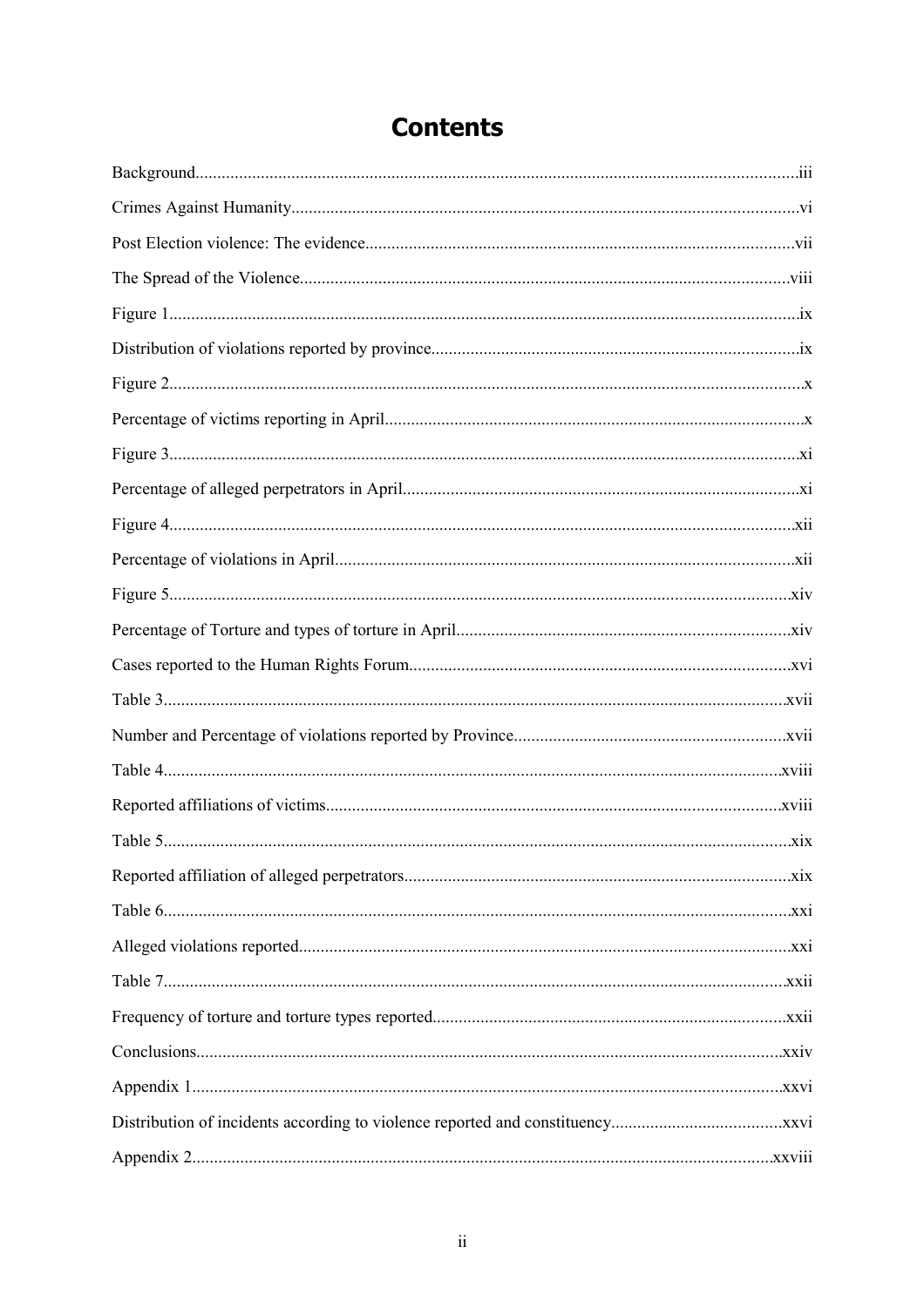# Contents

Background........................................................................................................................................iii

Crimes Against Humanity...................................................................................................................vi

Post Election violence: The evidence.................................................................................................vii

The Spread of the Violence..............................................................................................................viii

Figure 1..............................................................................................................................................ix

Distribution of violations reported by province...................................................................................ix

Figure 2...............................................................................................................................................x

Percentage of victims reporting in April...............................................................................................x

Figure 3..............................................................................................................................................xi

Percentage of alleged perpetrators in April..........................................................................................xi

Figure 4.............................................................................................................................................xii

Percentage of violations in April........................................................................................................xii

Figure 5............................................................................................................................................xiv

Percentage of Torture and types of torture in April...........................................................................xiv

Cases reported to the Human Rights Forum......................................................................................xvi

Table 3.............................................................................................................................................xvii

Number and Percentage of violations reported by Province.............................................................xvii

Table 4............................................................................................................................................xviii

Reported affiliations of victims.......................................................................................................xviii

Table 5..............................................................................................................................................xix

Reported affiliation of alleged perpetrators.......................................................................................xix

Table 6..............................................................................................................................................xxi

Alleged violations reported...............................................................................................................xxi

Table 7.............................................................................................................................................xxii

Frequency of torture and torture types reported................................................................................xxii

Conclusions.....................................................................................................................................xxiv

Appendix 1.......................................................................................................................................xxvi

Distribution of incidents according to violence reported and constituency.......................................xxvi

Appendix 2.....................................................................................................................................xxviii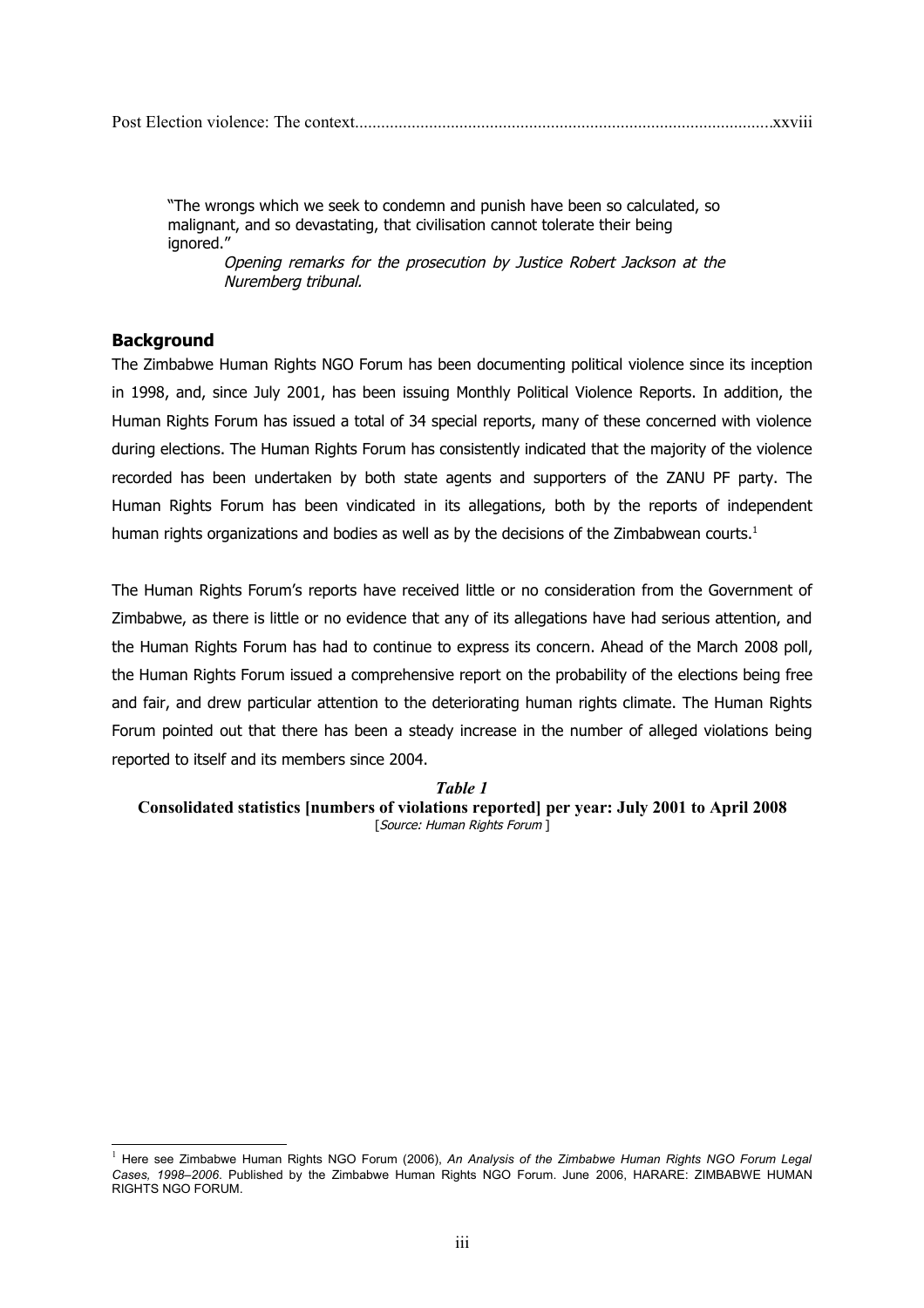Post Election violence: The context................................................................................................xxviii

> "The wrongs which we seek to condemn and punish have been so calculated, so malignant, and so devastating, that civilisation cannot tolerate their being ignored."
>
> *Opening remarks for the prosecution by Justice Robert Jackson at the Nuremberg tribunal.*

## Background

The Zimbabwe Human Rights NGO Forum has been documenting political violence since its inception in 1998, and, since July 2001, has been issuing Monthly Political Violence Reports. In addition, the Human Rights Forum has issued a total of 34 special reports, many of these concerned with violence during elections. The Human Rights Forum has consistently indicated that the majority of the violence recorded has been undertaken by both state agents and supporters of the ZANU PF party. The Human Rights Forum has been vindicated in its allegations, both by the reports of independent human rights organizations and bodies as well as by the decisions of the Zimbabwean courts.[1]

The Human Rights Forum's reports have received little or no consideration from the Government of Zimbabwe, as there is little or no evidence that any of its allegations have had serious attention, and the Human Rights Forum has had to continue to express its concern. Ahead of the March 2008 poll, the Human Rights Forum issued a comprehensive report on the probability of the elections being free and fair, and drew particular attention to the deteriorating human rights climate. The Human Rights Forum pointed out that there has been a steady increase in the number of alleged violations being reported to itself and its members since 2004.

***Table 1***

**Consolidated statistics [numbers of violations reported] per year: July 2001 to April 2008**

[*Source: Human Rights Forum* ]

[1] Here see Zimbabwe Human Rights NGO Forum (2006), *An Analysis of the Zimbabwe Human Rights NGO Forum Legal Cases, 1998–2006*. Published by the Zimbabwe Human Rights NGO Forum. June 2006, HARARE: ZIMBABWE HUMAN RIGHTS NGO FORUM.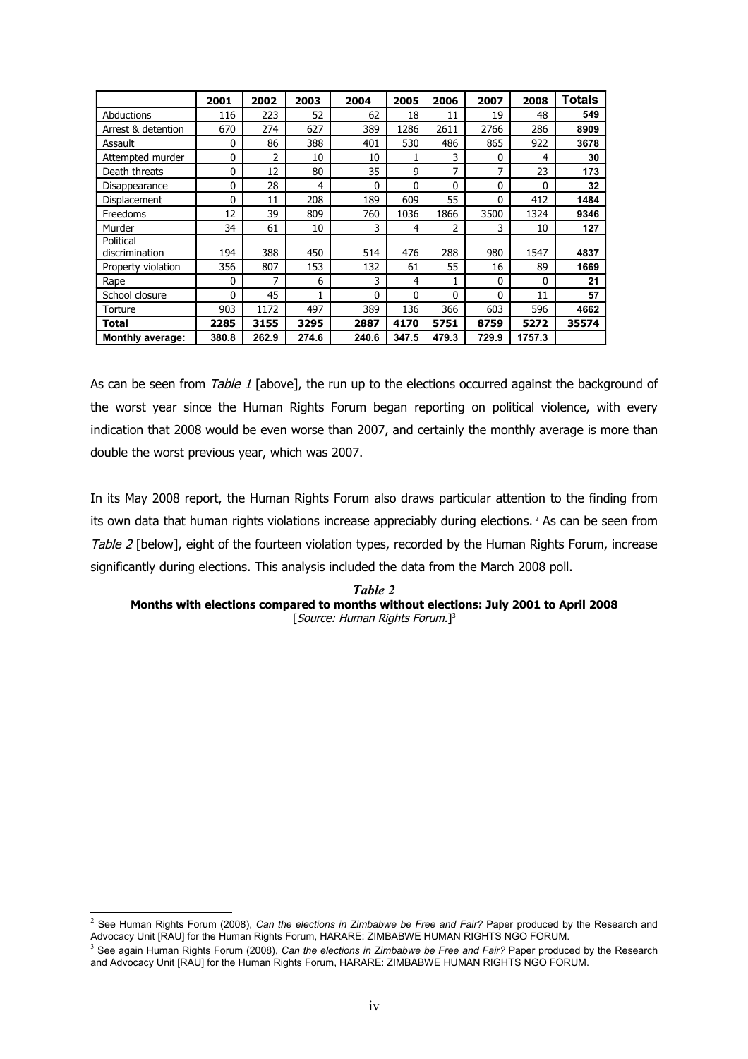| | 2001 | 2002 | 2003 | 2004 | 2005 | 2006 | 2007 | 2008 | **Totals** |
|---|---|---|---|---|---|---|---|---|---|
| Abductions | 116 | 223 | 52 | 62 | 18 | 11 | 19 | 48 | **549** |
| Arrest & detention | 670 | 274 | 627 | 389 | 1286 | 2611 | 2766 | 286 | **8909** |
| Assault | 0 | 86 | 388 | 401 | 530 | 486 | 865 | 922 | **3678** |
| Attempted murder | 0 | 2 | 10 | 10 | 1 | 3 | 0 | 4 | **30** |
| Death threats | 0 | 12 | 80 | 35 | 9 | 7 | 7 | 23 | **173** |
| Disappearance | 0 | 28 | 4 | 0 | 0 | 0 | 0 | 0 | **32** |
| Displacement | 0 | 11 | 208 | 189 | 609 | 55 | 0 | 412 | **1484** |
| Freedoms | 12 | 39 | 809 | 760 | 1036 | 1866 | 3500 | 1324 | **9346** |
| Murder | 34 | 61 | 10 | 3 | 4 | 2 | 3 | 10 | **127** |
| Political discrimination | 194 | 388 | 450 | 514 | 476 | 288 | 980 | 1547 | **4837** |
| Property violation | 356 | 807 | 153 | 132 | 61 | 55 | 16 | 89 | **1669** |
| Rape | 0 | 7 | 6 | 3 | 4 | 1 | 0 | 0 | **21** |
| School closure | 0 | 45 | 1 | 0 | 0 | 0 | 0 | 11 | **57** |
| Torture | 903 | 1172 | 497 | 389 | 136 | 366 | 603 | 596 | **4662** |
| **Total** | **2285** | **3155** | **3295** | **2887** | **4170** | **5751** | **8759** | **5272** | **35574** |
| **Monthly average:** | **380.8** | **262.9** | **274.6** | **240.6** | **347.5** | **479.3** | **729.9** | **1757.3** | |

As can be seen from *Table 1* [above], the run up to the elections occurred against the background of the worst year since the Human Rights Forum began reporting on political violence, with every indication that 2008 would be even worse than 2007, and certainly the monthly average is more than double the worst previous year, which was 2007.

In its May 2008 report, the Human Rights Forum also draws particular attention to the finding from its own data that human rights violations increase appreciably during elections.[2] As can be seen from *Table 2* [below], eight of the fourteen violation types, recorded by the Human Rights Forum, increase significantly during elections. This analysis included the data from the March 2008 poll.

***Table 2***

**Months with elections compared to months without elections: July 2001 to April 2008**

[*Source: Human Rights Forum.*][3]

---

[2] See Human Rights Forum (2008), *Can the elections in Zimbabwe be Free and Fair?* Paper produced by the Research and Advocacy Unit [RAU] for the Human Rights Forum, HARARE: ZIMBABWE HUMAN RIGHTS NGO FORUM.

[3] See again Human Rights Forum (2008), *Can the elections in Zimbabwe be Free and Fair?* Paper produced by the Research and Advocacy Unit [RAU] for the Human Rights Forum, HARARE: ZIMBABWE HUMAN RIGHTS NGO FORUM.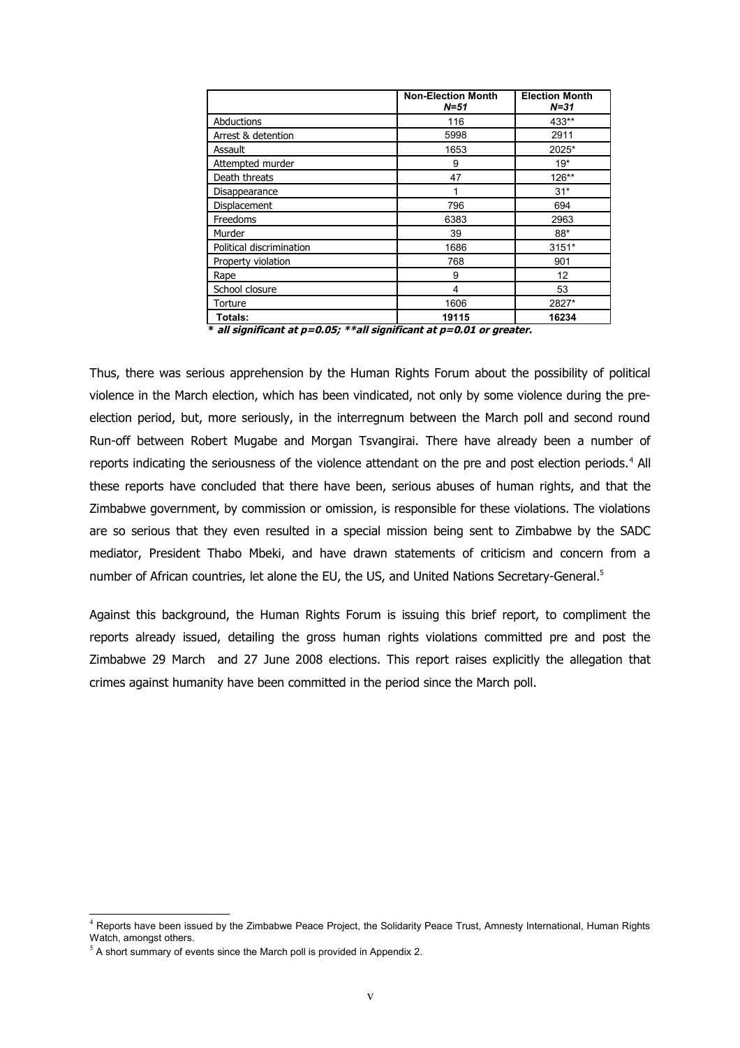| | **Non-Election Month** ***N=51*** | **Election Month** ***N=31*** |
|---|---|---|
| Abductions | 116 | 433** |
| Arrest & detention | 5998 | 2911 |
| Assault | 1653 | 2025* |
| Attempted murder | 9 | 19* |
| Death threats | 47 | 126** |
| Disappearance | 1 | 31* |
| Displacement | 796 | 694 |
| Freedoms | 6383 | 2963 |
| Murder | 39 | 88* |
| Political discrimination | 1686 | 3151* |
| Property violation | 768 | 901 |
| Rape | 9 | 12 |
| School closure | 4 | 53 |
| Torture | 1606 | 2827* |
| **Totals:** | **19115** | **16234** |

***\* all significant at p=0.05; \*\*all significant at p=0.01 or greater.***

Thus, there was serious apprehension by the Human Rights Forum about the possibility of political violence in the March election, which has been vindicated, not only by some violence during the pre-election period, but, more seriously, in the interregnum between the March poll and second round Run-off between Robert Mugabe and Morgan Tsvangirai. There have already been a number of reports indicating the seriousness of the violence attendant on the pre and post election periods.[4] All these reports have concluded that there have been, serious abuses of human rights, and that the Zimbabwe government, by commission or omission, is responsible for these violations. The violations are so serious that they even resulted in a special mission being sent to Zimbabwe by the SADC mediator, President Thabo Mbeki, and have drawn statements of criticism and concern from a number of African countries, let alone the EU, the US, and United Nations Secretary-General.[5]

Against this background, the Human Rights Forum is issuing this brief report, to compliment the reports already issued, detailing the gross human rights violations committed pre and post the Zimbabwe 29 March and 27 June 2008 elections. This report raises explicitly the allegation that crimes against humanity have been committed in the period since the March poll.

---

[4] Reports have been issued by the Zimbabwe Peace Project, the Solidarity Peace Trust, Amnesty International, Human Rights Watch, amongst others.

[5] A short summary of events since the March poll is provided in Appendix 2.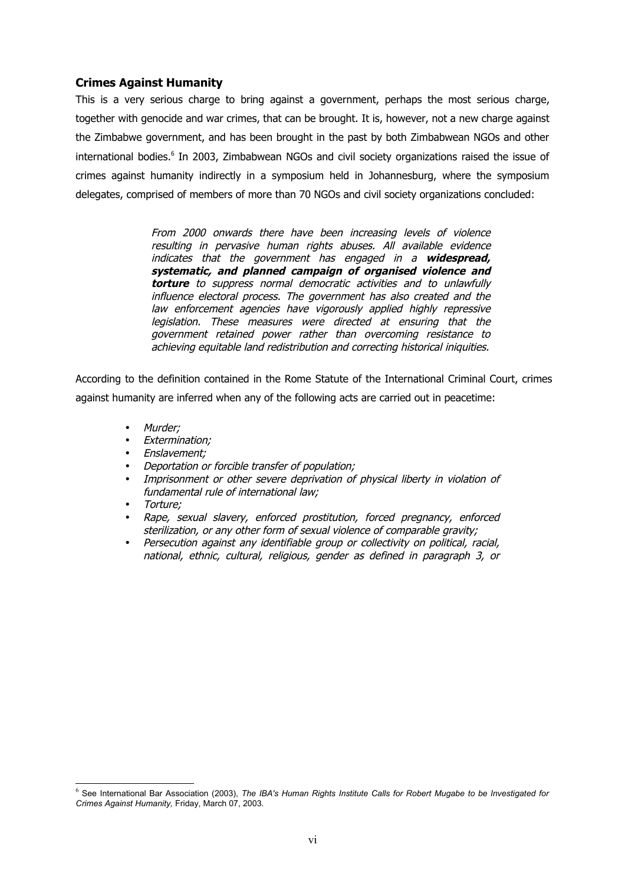## Crimes Against Humanity

This is a very serious charge to bring against a government, perhaps the most serious charge, together with genocide and war crimes, that can be brought. It is, however, not a new charge against the Zimbabwe government, and has been brought in the past by both Zimbabwean NGOs and other international bodies.[6] In 2003, Zimbabwean NGOs and civil society organizations raised the issue of crimes against humanity indirectly in a symposium held in Johannesburg, where the symposium delegates, comprised of members of more than 70 NGOs and civil society organizations concluded:

> *From 2000 onwards there have been increasing levels of violence resulting in pervasive human rights abuses. All available evidence indicates that the government has engaged in a **widespread, systematic, and planned campaign of organised violence and torture** to suppress normal democratic activities and to unlawfully influence electoral process. The government has also created and the law enforcement agencies have vigorously applied highly repressive legislation. These measures were directed at ensuring that the government retained power rather than overcoming resistance to achieving equitable land redistribution and correcting historical iniquities.*

According to the definition contained in the Rome Statute of the International Criminal Court, crimes against humanity are inferred when any of the following acts are carried out in peacetime:

- *Murder;*
- *Extermination;*
- *Enslavement;*
- *Deportation or forcible transfer of population;*
- *Imprisonment or other severe deprivation of physical liberty in violation of fundamental rule of international law;*
- *Torture;*
- *Rape, sexual slavery, enforced prostitution, forced pregnancy, enforced sterilization, or any other form of sexual violence of comparable gravity;*
- *Persecution against any identifiable group or collectivity on political, racial, national, ethnic, cultural, religious, gender as defined in paragraph 3, or*

[6] See International Bar Association (2003), *The IBA's Human Rights Institute Calls for Robert Mugabe to be Investigated for Crimes Against Humanity,* Friday, March 07, 2003.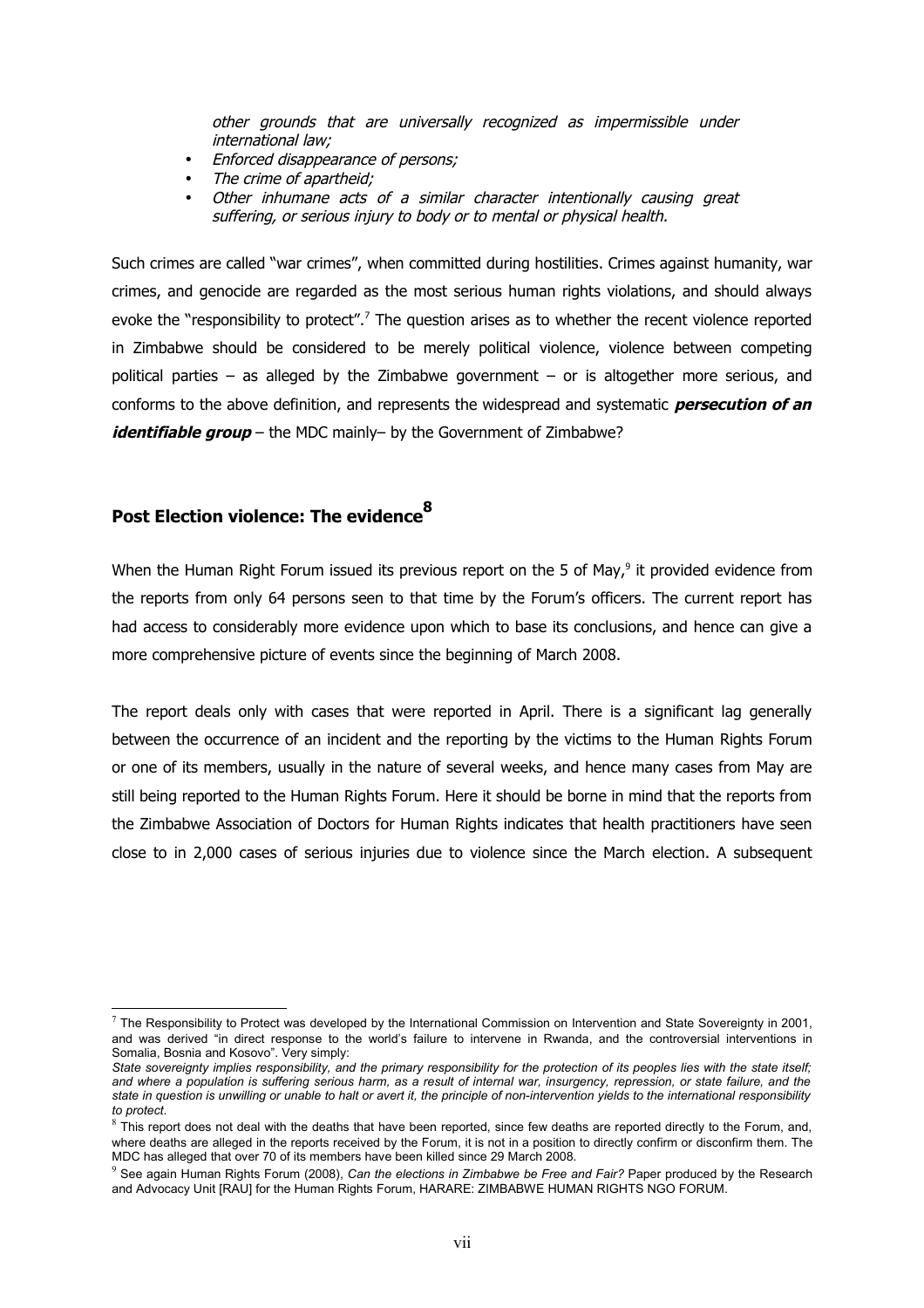*other grounds that are universally recognized as impermissible under international law;*

- *Enforced disappearance of persons;*
- *The crime of apartheid;*
- *Other inhumane acts of a similar character intentionally causing great suffering, or serious injury to body or to mental or physical health.*

Such crimes are called "war crimes", when committed during hostilities. Crimes against humanity, war crimes, and genocide are regarded as the most serious human rights violations, and should always evoke the "responsibility to protect".[7] The question arises as to whether the recent violence reported in Zimbabwe should be considered to be merely political violence, violence between competing political parties – as alleged by the Zimbabwe government – or is altogether more serious, and conforms to the above definition, and represents the widespread and systematic ***persecution of an identifiable group*** – the MDC mainly– by the Government of Zimbabwe?

## Post Election violence: The evidence[8]

When the Human Right Forum issued its previous report on the 5 of May,[9] it provided evidence from the reports from only 64 persons seen to that time by the Forum's officers. The current report has had access to considerably more evidence upon which to base its conclusions, and hence can give a more comprehensive picture of events since the beginning of March 2008.

The report deals only with cases that were reported in April. There is a significant lag generally between the occurrence of an incident and the reporting by the victims to the Human Rights Forum or one of its members, usually in the nature of several weeks, and hence many cases from May are still being reported to the Human Rights Forum. Here it should be borne in mind that the reports from the Zimbabwe Association of Doctors for Human Rights indicates that health practitioners have seen close to in 2,000 cases of serious injuries due to violence since the March election. A subsequent

---

[7] The Responsibility to Protect was developed by the International Commission on Intervention and State Sovereignty in 2001, and was derived "in direct response to the world's failure to intervene in Rwanda, and the controversial interventions in Somalia, Bosnia and Kosovo". Very simply:
*State sovereignty implies responsibility, and the primary responsibility for the protection of its peoples lies with the state itself; and where a population is suffering serious harm, as a result of internal war, insurgency, repression, or state failure, and the state in question is unwilling or unable to halt or avert it, the principle of non-intervention yields to the international responsibility to protect.*

[8] This report does not deal with the deaths that have been reported, since few deaths are reported directly to the Forum, and, where deaths are alleged in the reports received by the Forum, it is not in a position to directly confirm or disconfirm them. The MDC has alleged that over 70 of its members have been killed since 29 March 2008.

[9] See again Human Rights Forum (2008), *Can the elections in Zimbabwe be Free and Fair?* Paper produced by the Research and Advocacy Unit [RAU] for the Human Rights Forum, HARARE: ZIMBABWE HUMAN RIGHTS NGO FORUM.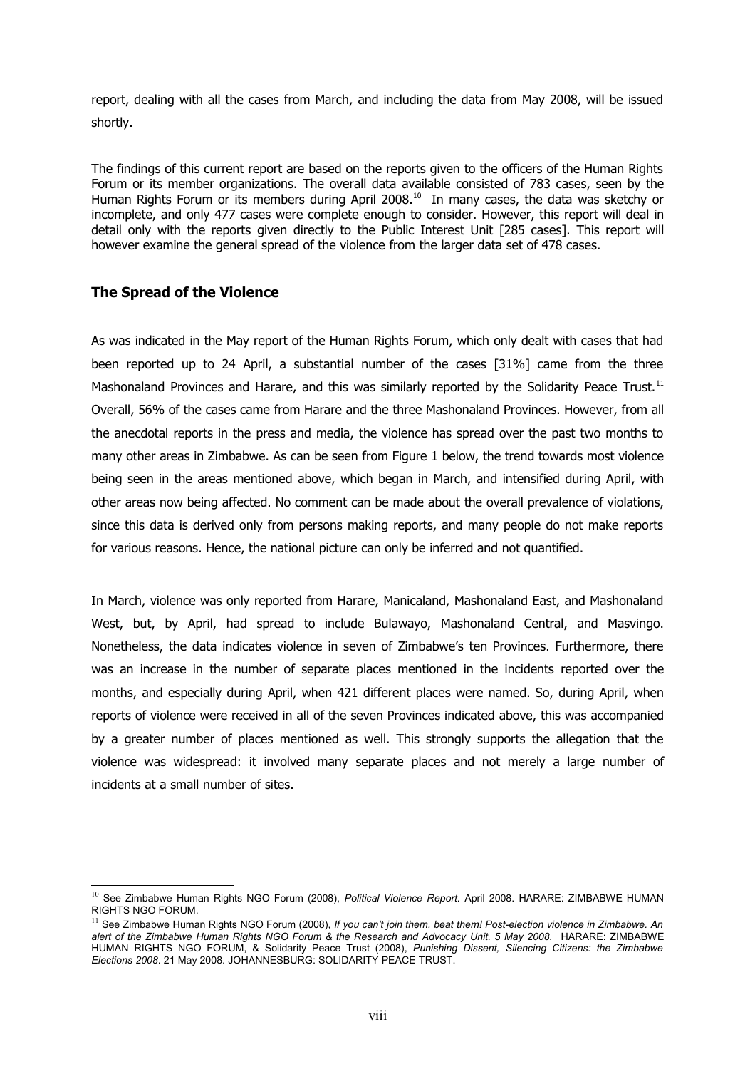report, dealing with all the cases from March, and including the data from May 2008, will be issued shortly.

The findings of this current report are based on the reports given to the officers of the Human Rights Forum or its member organizations. The overall data available consisted of 783 cases, seen by the Human Rights Forum or its members during April 2008.[10] In many cases, the data was sketchy or incomplete, and only 477 cases were complete enough to consider. However, this report will deal in detail only with the reports given directly to the Public Interest Unit [285 cases]. This report will however examine the general spread of the violence from the larger data set of 478 cases.

### The Spread of the Violence

As was indicated in the May report of the Human Rights Forum, which only dealt with cases that had been reported up to 24 April, a substantial number of the cases [31%] came from the three Mashonaland Provinces and Harare, and this was similarly reported by the Solidarity Peace Trust.[11] Overall, 56% of the cases came from Harare and the three Mashonaland Provinces. However, from all the anecdotal reports in the press and media, the violence has spread over the past two months to many other areas in Zimbabwe. As can be seen from Figure 1 below, the trend towards most violence being seen in the areas mentioned above, which began in March, and intensified during April, with other areas now being affected. No comment can be made about the overall prevalence of violations, since this data is derived only from persons making reports, and many people do not make reports for various reasons. Hence, the national picture can only be inferred and not quantified.

In March, violence was only reported from Harare, Manicaland, Mashonaland East, and Mashonaland West, but, by April, had spread to include Bulawayo, Mashonaland Central, and Masvingo. Nonetheless, the data indicates violence in seven of Zimbabwe's ten Provinces. Furthermore, there was an increase in the number of separate places mentioned in the incidents reported over the months, and especially during April, when 421 different places were named. So, during April, when reports of violence were received in all of the seven Provinces indicated above, this was accompanied by a greater number of places mentioned as well. This strongly supports the allegation that the violence was widespread: it involved many separate places and not merely a large number of incidents at a small number of sites.

---

[10] See Zimbabwe Human Rights NGO Forum (2008), *Political Violence Report*. April 2008. HARARE: ZIMBABWE HUMAN RIGHTS NGO FORUM.

[11] See Zimbabwe Human Rights NGO Forum (2008), *If you can't join them, beat them! Post-election violence in Zimbabwe. An alert of the Zimbabwe Human Rights NGO Forum & the Research and Advocacy Unit. 5 May 2008.* HARARE: ZIMBABWE HUMAN RIGHTS NGO FORUM, & Solidarity Peace Trust (2008), *Punishing Dissent, Silencing Citizens: the Zimbabwe Elections 2008*. 21 May 2008. JOHANNESBURG: SOLIDARITY PEACE TRUST.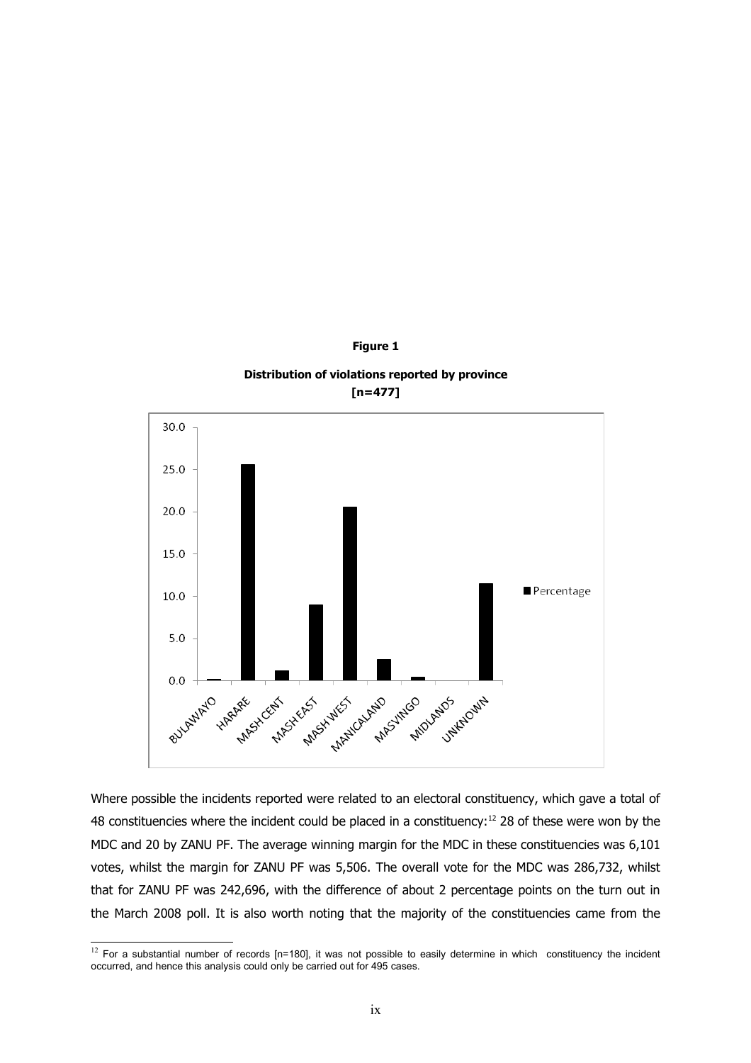**Figure 1**

**Distribution of violations reported by province [n=477]**

Where possible the incidents reported were related to an electoral constituency, which gave a total of 48 constituencies where the incident could be placed in a constituency:[12] 28 of these were won by the MDC and 20 by ZANU PF. The average winning margin for the MDC in these constituencies was 6,101 votes, whilst the margin for ZANU PF was 5,506. The overall vote for the MDC was 286,732, whilst that for ZANU PF was 242,696, with the difference of about 2 percentage points on the turn out in the March 2008 poll. It is also worth noting that the majority of the constituencies came from the

---

[12] For a substantial number of records [n=180], it was not possible to easily determine in which constituency the incident occurred, and hence this analysis could only be carried out for 495 cases.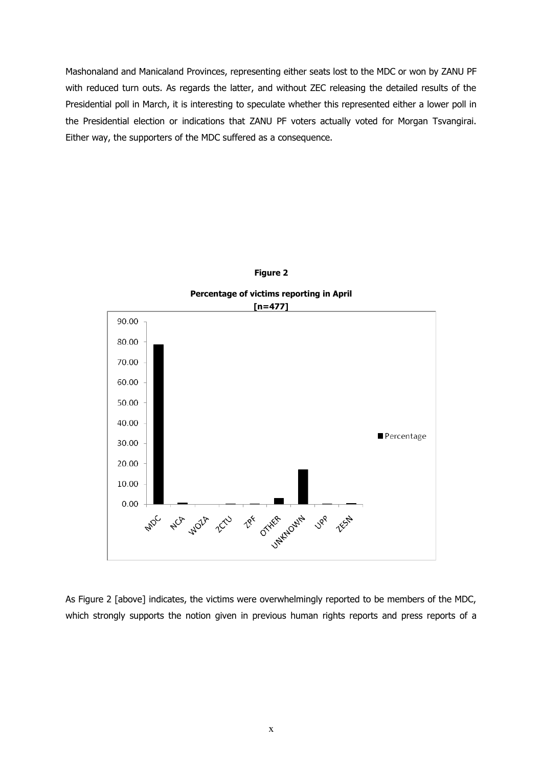Mashonaland and Manicaland Provinces, representing either seats lost to the MDC or won by ZANU PF with reduced turn outs. As regards the latter, and without ZEC releasing the detailed results of the Presidential poll in March, it is interesting to speculate whether this represented either a lower poll in the Presidential election or indications that ZANU PF voters actually voted for Morgan Tsvangirai. Either way, the supporters of the MDC suffered as a consequence.

**Figure 2**

**Percentage of victims reporting in April [n=477]**

As Figure 2 [above] indicates, the victims were overwhelmingly reported to be members of the MDC, which strongly supports the notion given in previous human rights reports and press reports of a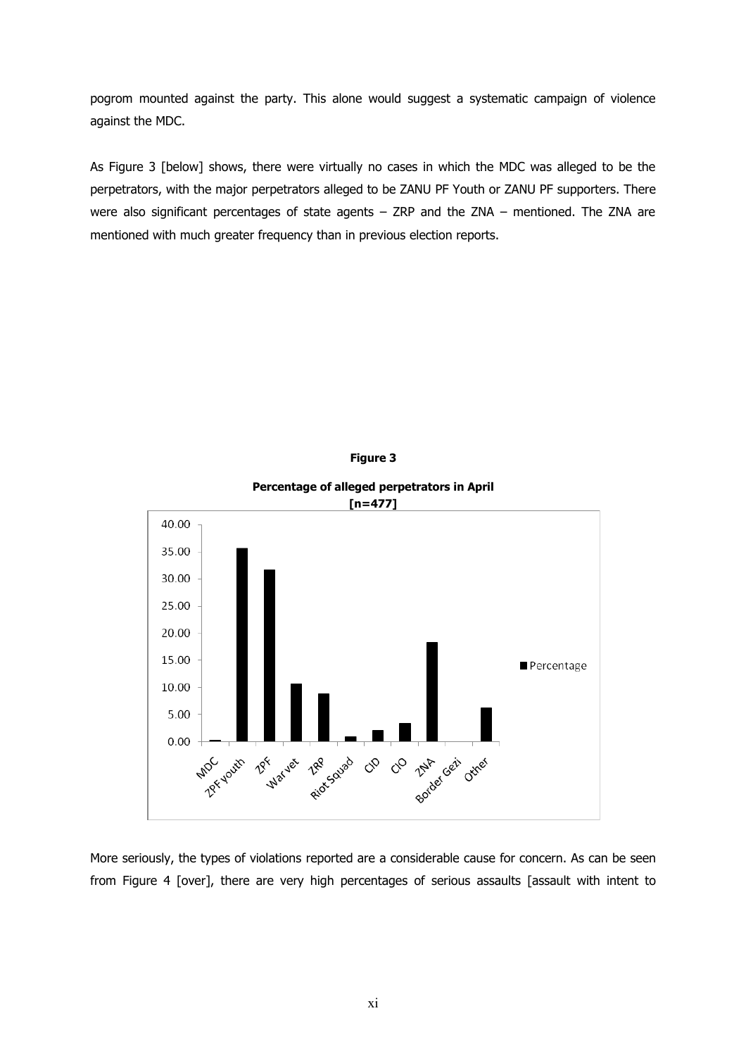pogrom mounted against the party. This alone would suggest a systematic campaign of violence against the MDC.

As Figure 3 [below] shows, there were virtually no cases in which the MDC was alleged to be the perpetrators, with the major perpetrators alleged to be ZANU PF Youth or ZANU PF supporters. There were also significant percentages of state agents – ZRP and the ZNA – mentioned. The ZNA are mentioned with much greater frequency than in previous election reports.

**Figure 3**

**Percentage of alleged perpetrators in April [n=477]**

More seriously, the types of violations reported are a considerable cause for concern. As can be seen from Figure 4 [over], there are very high percentages of serious assaults [assault with intent to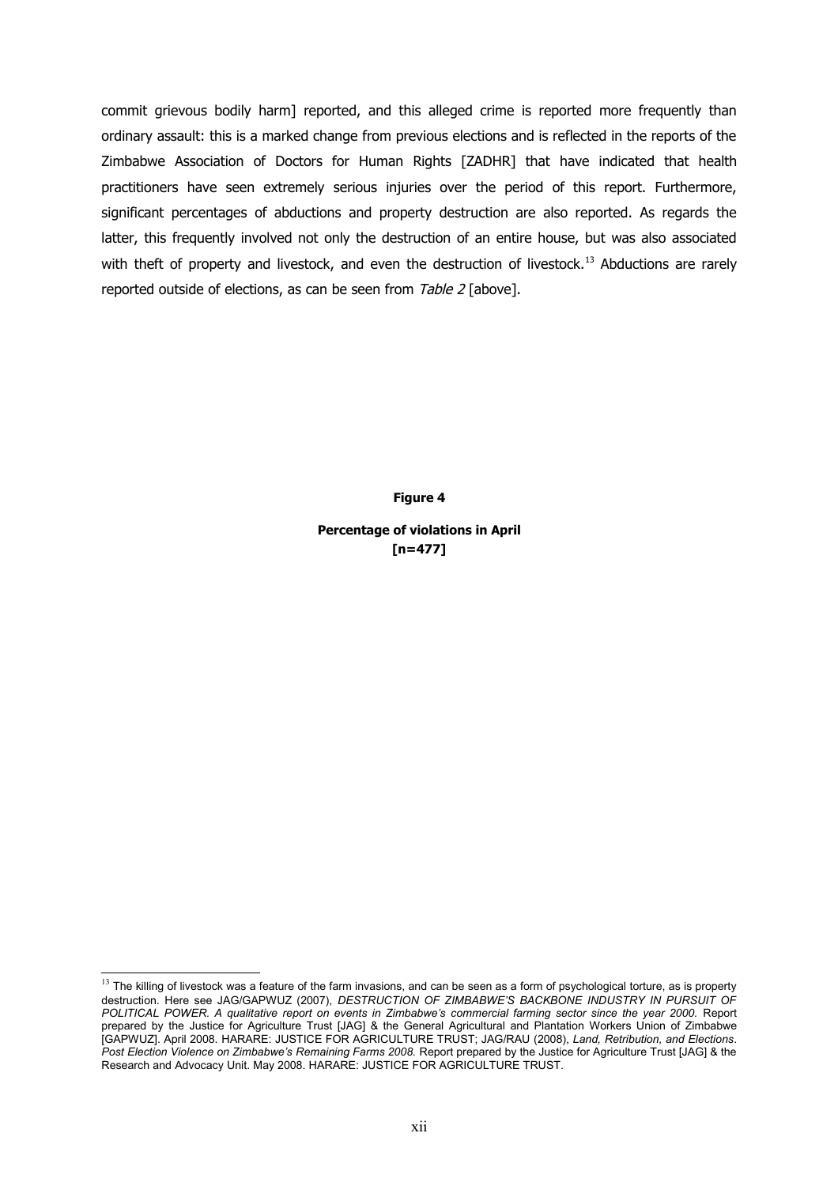commit grievous bodily harm] reported, and this alleged crime is reported more frequently than ordinary assault: this is a marked change from previous elections and is reflected in the reports of the Zimbabwe Association of Doctors for Human Rights [ZADHR] that have indicated that health practitioners have seen extremely serious injuries over the period of this report. Furthermore, significant percentages of abductions and property destruction are also reported. As regards the latter, this frequently involved not only the destruction of an entire house, but was also associated with theft of property and livestock, and even the destruction of livestock.[13] Abductions are rarely reported outside of elections, as can be seen from *Table 2* [above].

**Figure 4**

**Percentage of violations in April**
**[n=477]**

---

[13] The killing of livestock was a feature of the farm invasions, and can be seen as a form of psychological torture, as is property destruction. Here see JAG/GAPWUZ (2007), *DESTRUCTION OF ZIMBABWE'S BACKBONE INDUSTRY IN PURSUIT OF POLITICAL POWER. A qualitative report on events in Zimbabwe's commercial farming sector since the year 2000.* Report prepared by the Justice for Agriculture Trust [JAG] & the General Agricultural and Plantation Workers Union of Zimbabwe [GAPWUZ]. April 2008. HARARE: JUSTICE FOR AGRICULTURE TRUST; JAG/RAU (2008), *Land, Retribution, and Elections. Post Election Violence on Zimbabwe's Remaining Farms 2008.* Report prepared by the Justice for Agriculture Trust [JAG] & the Research and Advocacy Unit. May 2008. HARARE: JUSTICE FOR AGRICULTURE TRUST.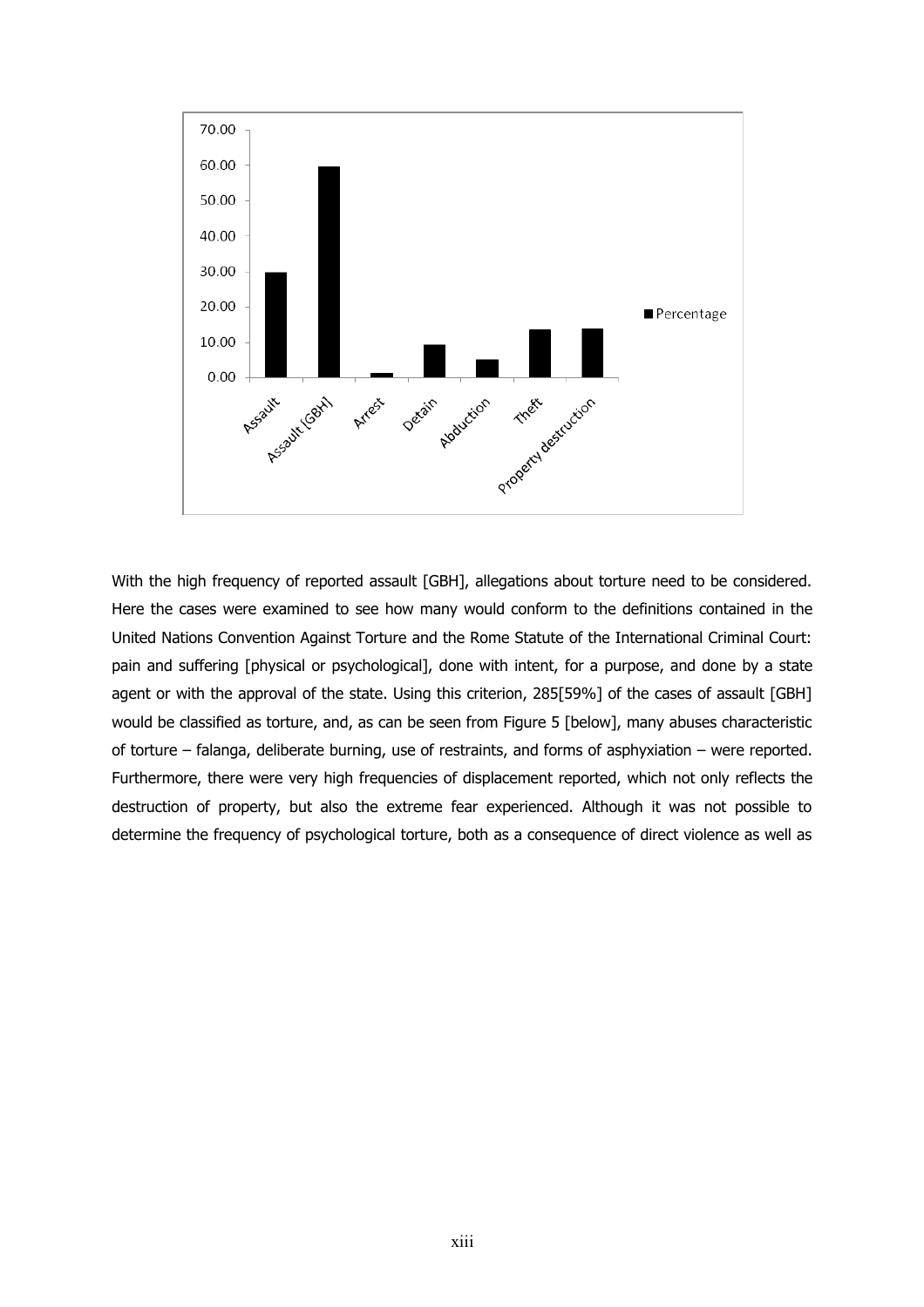With the high frequency of reported assault [GBH], allegations about torture need to be considered. Here the cases were examined to see how many would conform to the definitions contained in the United Nations Convention Against Torture and the Rome Statute of the International Criminal Court: pain and suffering [physical or psychological], done with intent, for a purpose, and done by a state agent or with the approval of the state. Using this criterion, 285[59%] of the cases of assault [GBH] would be classified as torture, and, as can be seen from Figure 5 [below], many abuses characteristic of torture – falanga, deliberate burning, use of restraints, and forms of asphyxiation – were reported. Furthermore, there were very high frequencies of displacement reported, which not only reflects the destruction of property, but also the extreme fear experienced. Although it was not possible to determine the frequency of psychological torture, both as a consequence of direct violence as well as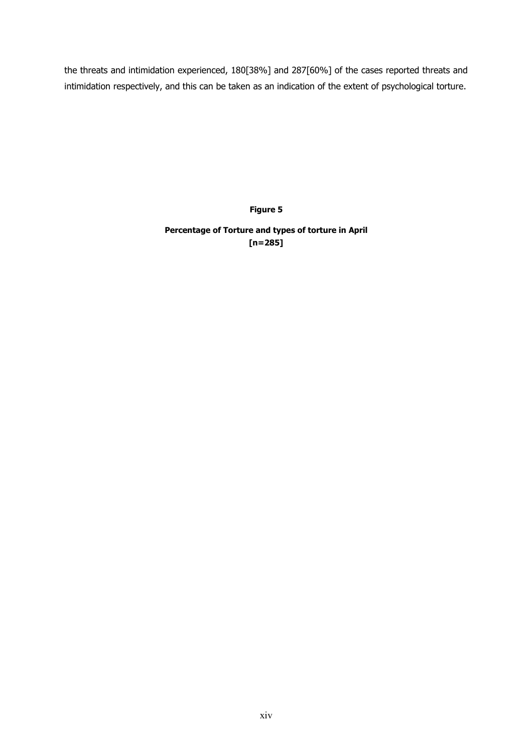the threats and intimidation experienced, 180[38%] and 287[60%] of the cases reported threats and intimidation respectively, and this can be taken as an indication of the extent of psychological torture.

**Figure 5**

**Percentage of Torture and types of torture in April**
**[n=285]**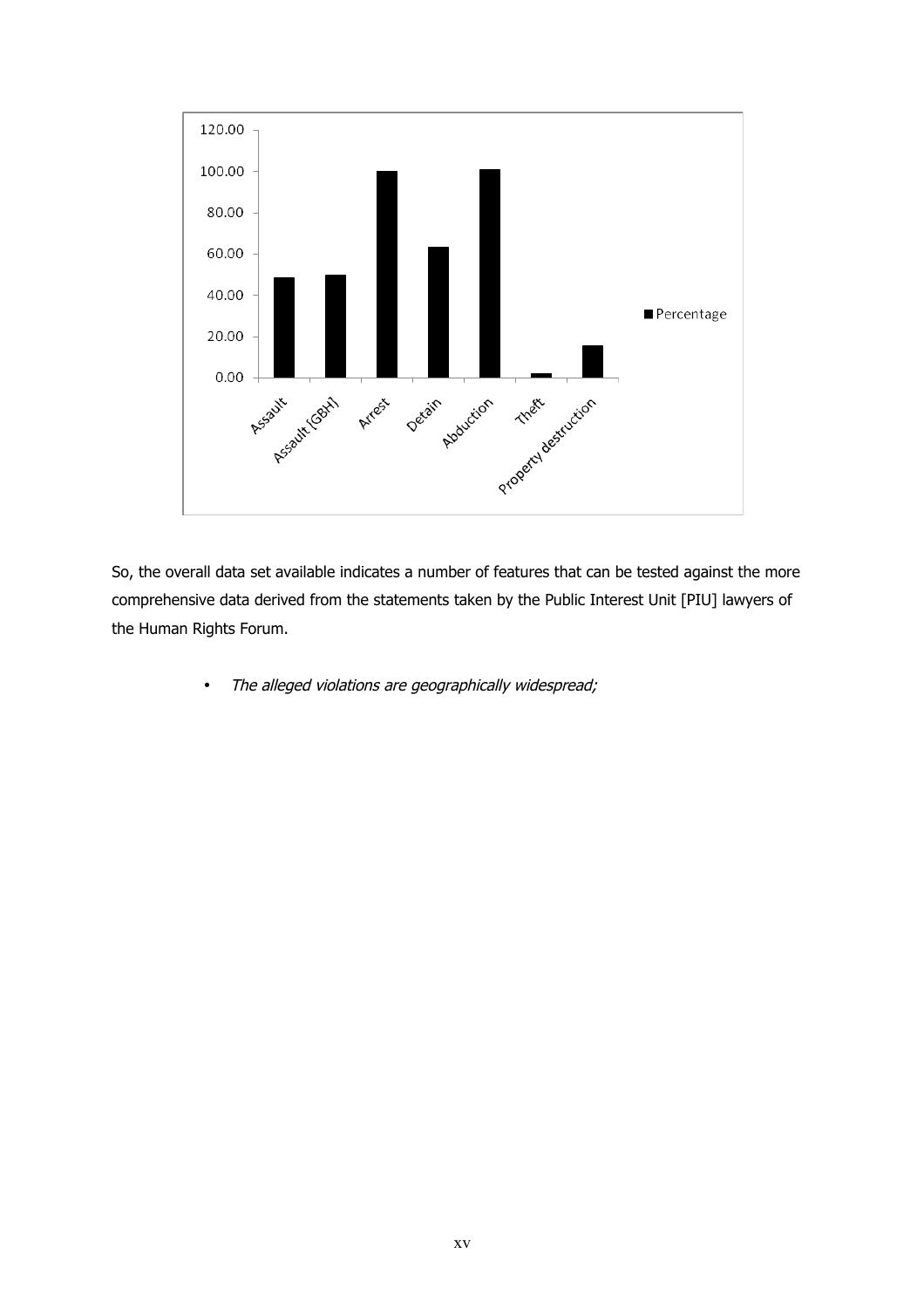So, the overall data set available indicates a number of features that can be tested against the more comprehensive data derived from the statements taken by the Public Interest Unit [PIU] lawyers of the Human Rights Forum.

- *The alleged violations are geographically widespread;*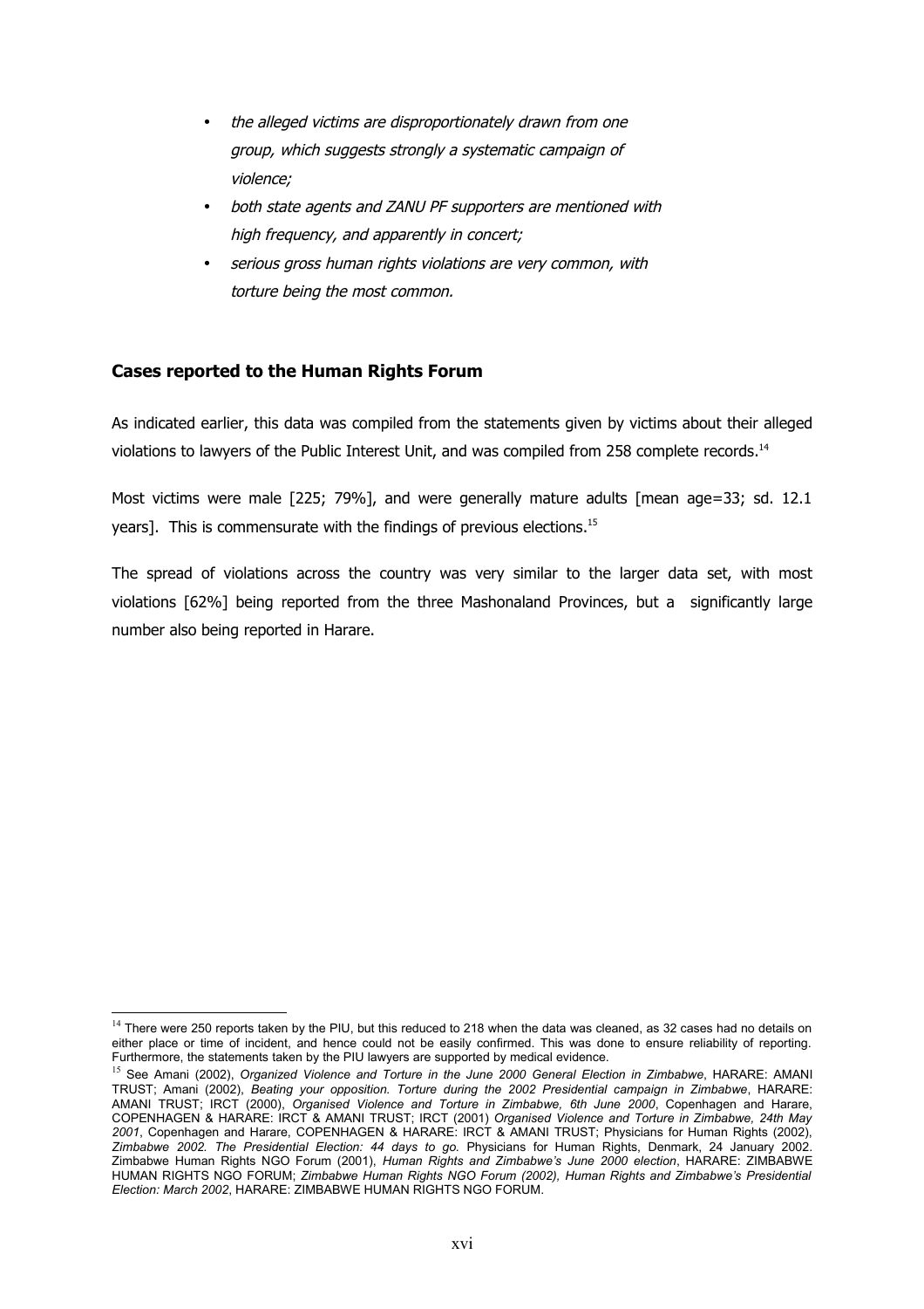- *the alleged victims are disproportionately drawn from one group, which suggests strongly a systematic campaign of violence;*
- *both state agents and ZANU PF supporters are mentioned with high frequency, and apparently in concert;*
- *serious gross human rights violations are very common, with torture being the most common.*

## Cases reported to the Human Rights Forum

As indicated earlier, this data was compiled from the statements given by victims about their alleged violations to lawyers of the Public Interest Unit, and was compiled from 258 complete records.[14]

Most victims were male [225; 79%], and were generally mature adults [mean age=33; sd. 12.1 years]. This is commensurate with the findings of previous elections.[15]

The spread of violations across the country was very similar to the larger data set, with most violations [62%] being reported from the three Mashonaland Provinces, but a significantly large number also being reported in Harare.

---

[14] There were 250 reports taken by the PIU, but this reduced to 218 when the data was cleaned, as 32 cases had no details on either place or time of incident, and hence could not be easily confirmed. This was done to ensure reliability of reporting. Furthermore, the statements taken by the PIU lawyers are supported by medical evidence.

[15] See Amani (2002), *Organized Violence and Torture in the June 2000 General Election in Zimbabwe*, HARARE: AMANI TRUST; Amani (2002), *Beating your opposition. Torture during the 2002 Presidential campaign in Zimbabwe*, HARARE: AMANI TRUST; IRCT (2000), *Organised Violence and Torture in Zimbabwe, 6th June 2000*, Copenhagen and Harare, COPENHAGEN & HARARE: IRCT & AMANI TRUST; IRCT (2001) *Organised Violence and Torture in Zimbabwe, 24th May 2001*, Copenhagen and Harare, COPENHAGEN & HARARE: IRCT & AMANI TRUST; Physicians for Human Rights (2002), *Zimbabwe 2002. The Presidential Election: 44 days to go.* Physicians for Human Rights, Denmark, 24 January 2002. Zimbabwe Human Rights NGO Forum (2001), *Human Rights and Zimbabwe's June 2000 election*, HARARE: ZIMBABWE HUMAN RIGHTS NGO FORUM; *Zimbabwe Human Rights NGO Forum (2002), Human Rights and Zimbabwe's Presidential Election: March 2002*, HARARE: ZIMBABWE HUMAN RIGHTS NGO FORUM.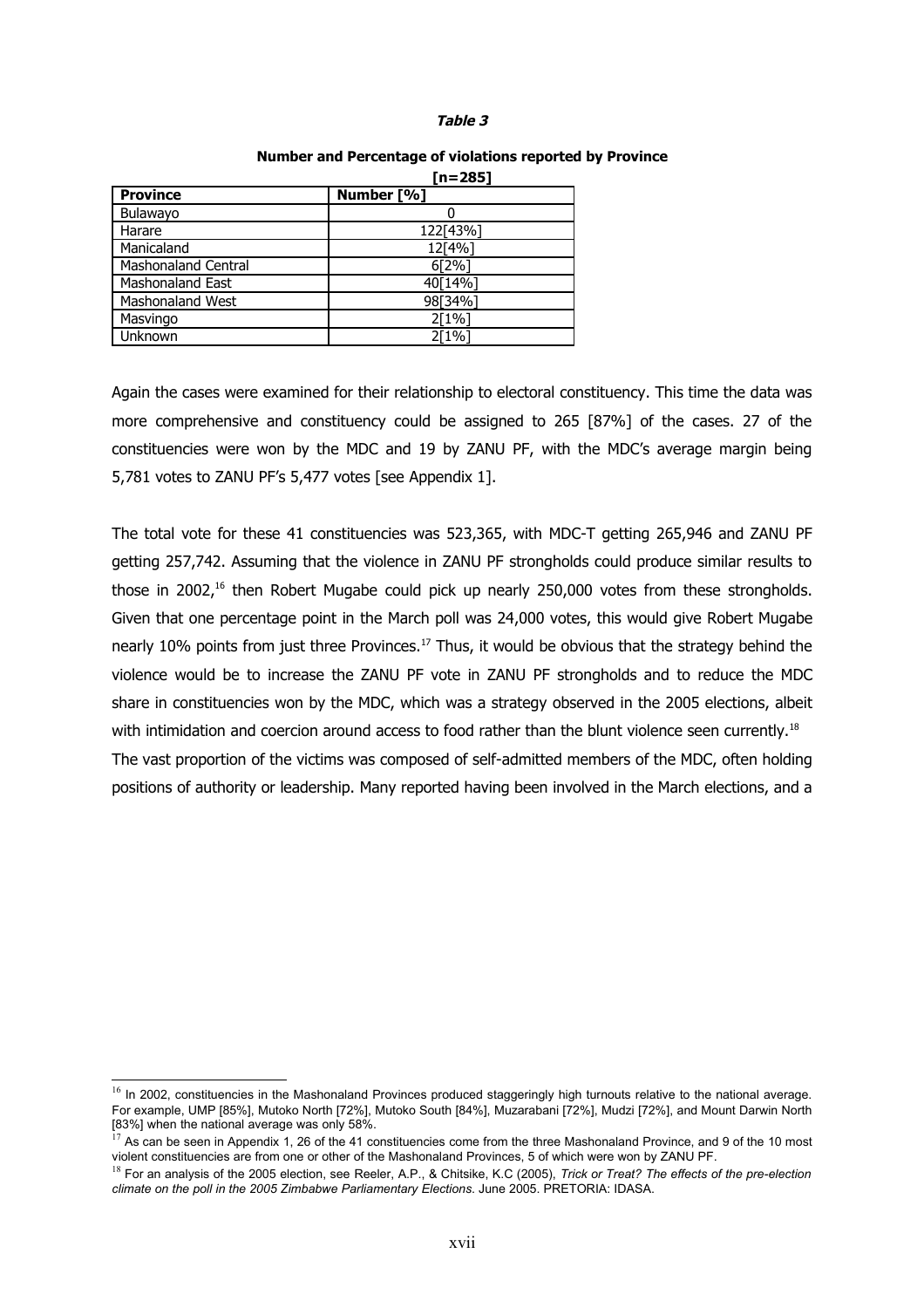***Table 3***

**Number and Percentage of violations reported by Province**

**[n=285]**

| Province | Number [%] |
|---|---|
| Bulawayo | 0 |
| Harare | 122[43%] |
| Manicaland | 12[4%] |
| Mashonaland Central | 6[2%] |
| Mashonaland East | 40[14%] |
| Mashonaland West | 98[34%] |
| Masvingo | 2[1%] |
| Unknown | 2[1%] |

Again the cases were examined for their relationship to electoral constituency. This time the data was more comprehensive and constituency could be assigned to 265 [87%] of the cases. 27 of the constituencies were won by the MDC and 19 by ZANU PF, with the MDC's average margin being 5,781 votes to ZANU PF's 5,477 votes [see Appendix 1].

The total vote for these 41 constituencies was 523,365, with MDC-T getting 265,946 and ZANU PF getting 257,742. Assuming that the violence in ZANU PF strongholds could produce similar results to those in 2002,[16] then Robert Mugabe could pick up nearly 250,000 votes from these strongholds. Given that one percentage point in the March poll was 24,000 votes, this would give Robert Mugabe nearly 10% points from just three Provinces.[17] Thus, it would be obvious that the strategy behind the violence would be to increase the ZANU PF vote in ZANU PF strongholds and to reduce the MDC share in constituencies won by the MDC, which was a strategy observed in the 2005 elections, albeit with intimidation and coercion around access to food rather than the blunt violence seen currently.[18]

The vast proportion of the victims was composed of self-admitted members of the MDC, often holding positions of authority or leadership. Many reported having been involved in the March elections, and a

---

[16] In 2002, constituencies in the Mashonaland Provinces produced staggeringly high turnouts relative to the national average. For example, UMP [85%], Mutoko North [72%], Mutoko South [84%], Muzarabani [72%], Mudzi [72%], and Mount Darwin North [83%] when the national average was only 58%.

[17] As can be seen in Appendix 1, 26 of the 41 constituencies come from the three Mashonaland Province, and 9 of the 10 most violent constituencies are from one or other of the Mashonaland Provinces, 5 of which were won by ZANU PF.

[18] For an analysis of the 2005 election, see Reeler, A.P., & Chitsike, K.C (2005), *Trick or Treat? The effects of the pre-election climate on the poll in the 2005 Zimbabwe Parliamentary Elections*. June 2005. PRETORIA: IDASA.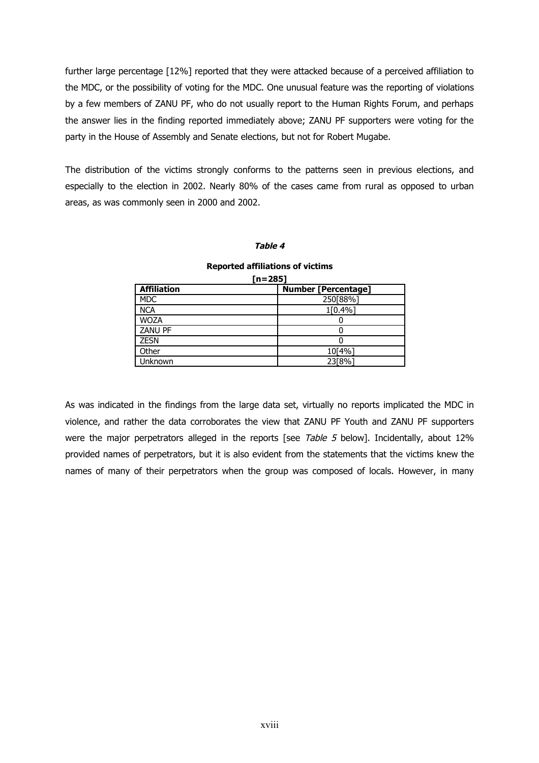further large percentage [12%] reported that they were attacked because of a perceived affiliation to the MDC, or the possibility of voting for the MDC. One unusual feature was the reporting of violations by a few members of ZANU PF, who do not usually report to the Human Rights Forum, and perhaps the answer lies in the finding reported immediately above; ZANU PF supporters were voting for the party in the House of Assembly and Senate elections, but not for Robert Mugabe.

The distribution of the victims strongly conforms to the patterns seen in previous elections, and especially to the election in 2002. Nearly 80% of the cases came from rural as opposed to urban areas, as was commonly seen in 2000 and 2002.

***Table 4***

**Reported affiliations of victims**

**[n=285]**

| Affiliation | Number [Percentage] |
|---|---|
| MDC | 250[88%] |
| NCA | 1[0.4%] |
| WOZA | 0 |
| ZANU PF | 0 |
| ZESN | 0 |
| Other | 10[4%] |
| Unknown | 23[8%] |

As was indicated in the findings from the large data set, virtually no reports implicated the MDC in violence, and rather the data corroborates the view that ZANU PF Youth and ZANU PF supporters were the major perpetrators alleged in the reports [see *Table 5* below]. Incidentally, about 12% provided names of perpetrators, but it is also evident from the statements that the victims knew the names of many of their perpetrators when the group was composed of locals. However, in many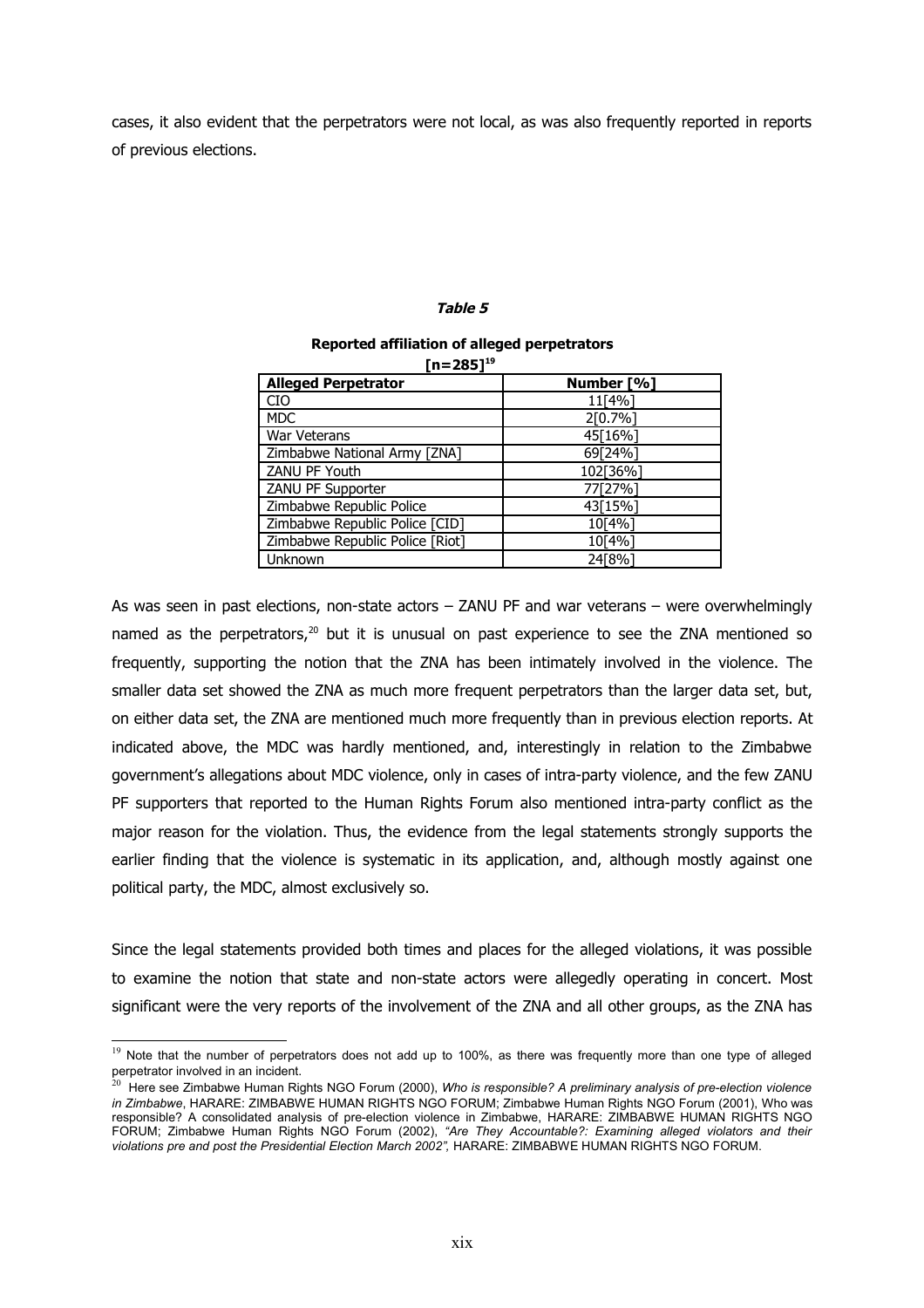cases, it also evident that the perpetrators were not local, as was also frequently reported in reports of previous elections.

***Table 5***

**Reported affiliation of alleged perpetrators**
**[n=285][19]**

| Alleged Perpetrator | Number [%] |
|---|---|
| CIO | 11[4%] |
| MDC | 2[0.7%] |
| War Veterans | 45[16%] |
| Zimbabwe National Army [ZNA] | 69[24%] |
| ZANU PF Youth | 102[36%] |
| ZANU PF Supporter | 77[27%] |
| Zimbabwe Republic Police | 43[15%] |
| Zimbabwe Republic Police [CID] | 10[4%] |
| Zimbabwe Republic Police [Riot] | 10[4%] |
| Unknown | 24[8%] |

As was seen in past elections, non-state actors – ZANU PF and war veterans – were overwhelmingly named as the perpetrators,[20] but it is unusual on past experience to see the ZNA mentioned so frequently, supporting the notion that the ZNA has been intimately involved in the violence. The smaller data set showed the ZNA as much more frequent perpetrators than the larger data set, but, on either data set, the ZNA are mentioned much more frequently than in previous election reports. At indicated above, the MDC was hardly mentioned, and, interestingly in relation to the Zimbabwe government's allegations about MDC violence, only in cases of intra-party violence, and the few ZANU PF supporters that reported to the Human Rights Forum also mentioned intra-party conflict as the major reason for the violation. Thus, the evidence from the legal statements strongly supports the earlier finding that the violence is systematic in its application, and, although mostly against one political party, the MDC, almost exclusively so.

Since the legal statements provided both times and places for the alleged violations, it was possible to examine the notion that state and non-state actors were allegedly operating in concert. Most significant were the very reports of the involvement of the ZNA and all other groups, as the ZNA has

---

[19] Note that the number of perpetrators does not add up to 100%, as there was frequently more than one type of alleged perpetrator involved in an incident.

[20] Here see Zimbabwe Human Rights NGO Forum (2000), *Who is responsible? A preliminary analysis of pre-election violence in Zimbabwe*, HARARE: ZIMBABWE HUMAN RIGHTS NGO FORUM; Zimbabwe Human Rights NGO Forum (2001), Who was responsible? A consolidated analysis of pre-election violence in Zimbabwe, HARARE: ZIMBABWE HUMAN RIGHTS NGO FORUM; Zimbabwe Human Rights NGO Forum (2002), *"Are They Accountable?: Examining alleged violators and their violations pre and post the Presidential Election March 2002"*, HARARE: ZIMBABWE HUMAN RIGHTS NGO FORUM.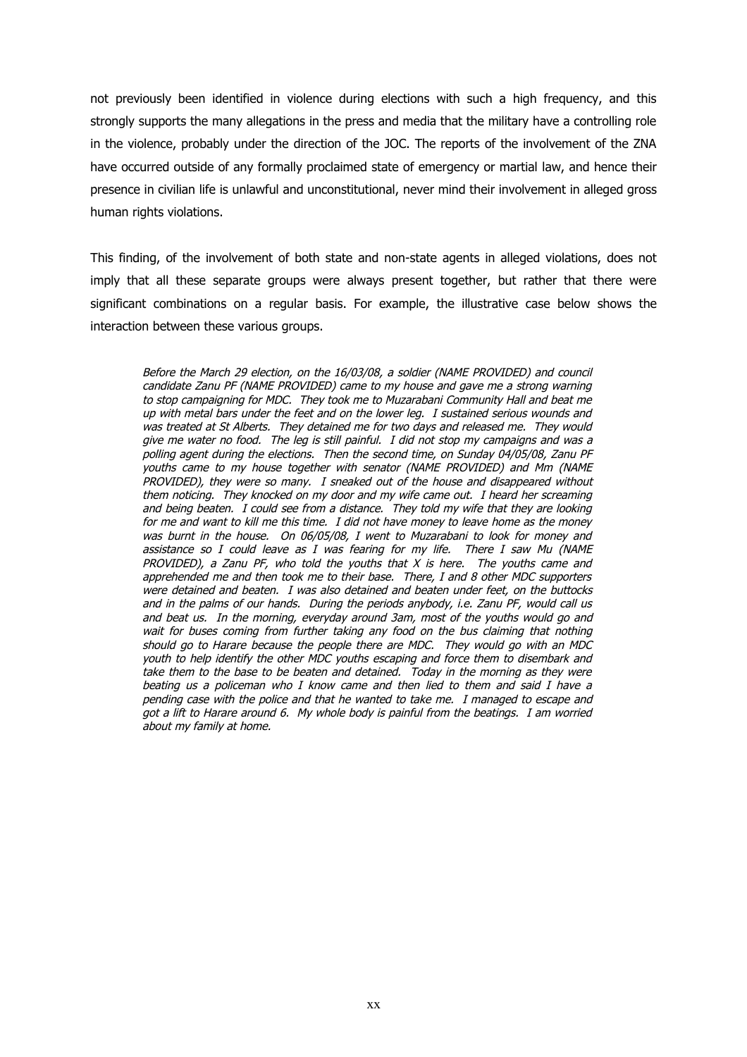not previously been identified in violence during elections with such a high frequency, and this strongly supports the many allegations in the press and media that the military have a controlling role in the violence, probably under the direction of the JOC. The reports of the involvement of the ZNA have occurred outside of any formally proclaimed state of emergency or martial law, and hence their presence in civilian life is unlawful and unconstitutional, never mind their involvement in alleged gross human rights violations.

This finding, of the involvement of both state and non-state agents in alleged violations, does not imply that all these separate groups were always present together, but rather that there were significant combinations on a regular basis. For example, the illustrative case below shows the interaction between these various groups.

> *Before the March 29 election, on the 16/03/08, a soldier (NAME PROVIDED) and council candidate Zanu PF (NAME PROVIDED) came to my house and gave me a strong warning to stop campaigning for MDC. They took me to Muzarabani Community Hall and beat me up with metal bars under the feet and on the lower leg. I sustained serious wounds and was treated at St Alberts. They detained me for two days and released me. They would give me water no food. The leg is still painful. I did not stop my campaigns and was a polling agent during the elections. Then the second time, on Sunday 04/05/08, Zanu PF youths came to my house together with senator (NAME PROVIDED) and Mm (NAME PROVIDED), they were so many. I sneaked out of the house and disappeared without them noticing. They knocked on my door and my wife came out. I heard her screaming and being beaten. I could see from a distance. They told my wife that they are looking for me and want to kill me this time. I did not have money to leave home as the money was burnt in the house. On 06/05/08, I went to Muzarabani to look for money and assistance so I could leave as I was fearing for my life. There I saw Mu (NAME PROVIDED), a Zanu PF, who told the youths that X is here. The youths came and apprehended me and then took me to their base. There, I and 8 other MDC supporters were detained and beaten. I was also detained and beaten under feet, on the buttocks and in the palms of our hands. During the periods anybody, i.e. Zanu PF, would call us and beat us. In the morning, everyday around 3am, most of the youths would go and wait for buses coming from further taking any food on the bus claiming that nothing should go to Harare because the people there are MDC. They would go with an MDC youth to help identify the other MDC youths escaping and force them to disembark and take them to the base to be beaten and detained. Today in the morning as they were beating us a policeman who I know came and then lied to them and said I have a pending case with the police and that he wanted to take me. I managed to escape and got a lift to Harare around 6. My whole body is painful from the beatings. I am worried about my family at home.*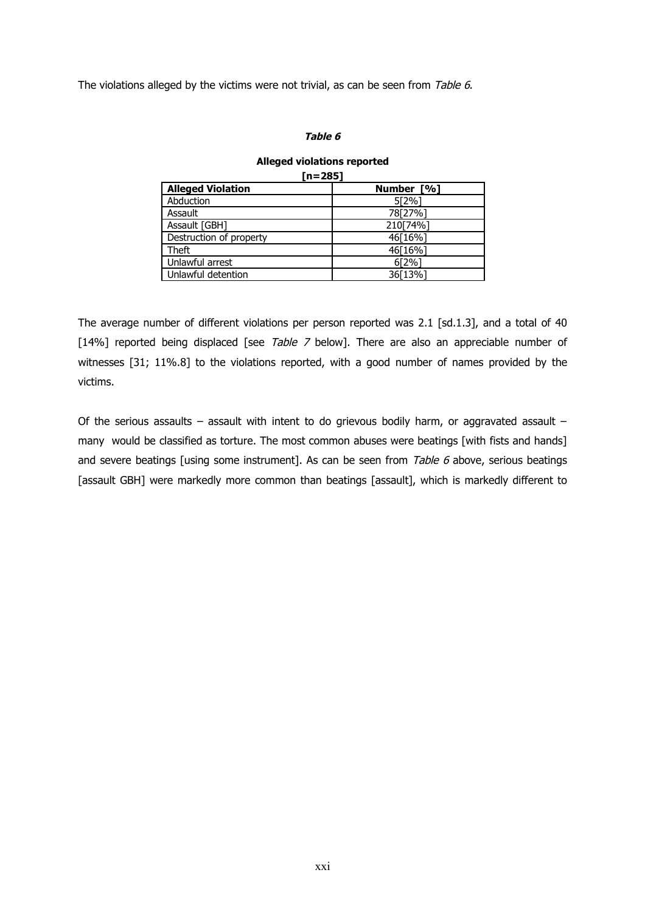The violations alleged by the victims were not trivial, as can be seen from *Table 6*.

***Table 6***

**Alleged violations reported**

**[n=285]**

| **Alleged Violation** | **Number [%]** |
|---|---|
| Abduction | 5[2%] |
| Assault | 78[27%] |
| Assault [GBH] | 210[74%] |
| Destruction of property | 46[16%] |
| Theft | 46[16%] |
| Unlawful arrest | 6[2%] |
| Unlawful detention | 36[13%] |

The average number of different violations per person reported was 2.1 [sd.1.3], and a total of 40 [14%] reported being displaced [see *Table 7* below]. There are also an appreciable number of witnesses [31; 11%.8] to the violations reported, with a good number of names provided by the victims.

Of the serious assaults – assault with intent to do grievous bodily harm, or aggravated assault – many would be classified as torture. The most common abuses were beatings [with fists and hands] and severe beatings [using some instrument]. As can be seen from *Table 6* above, serious beatings [assault GBH] were markedly more common than beatings [assault], which is markedly different to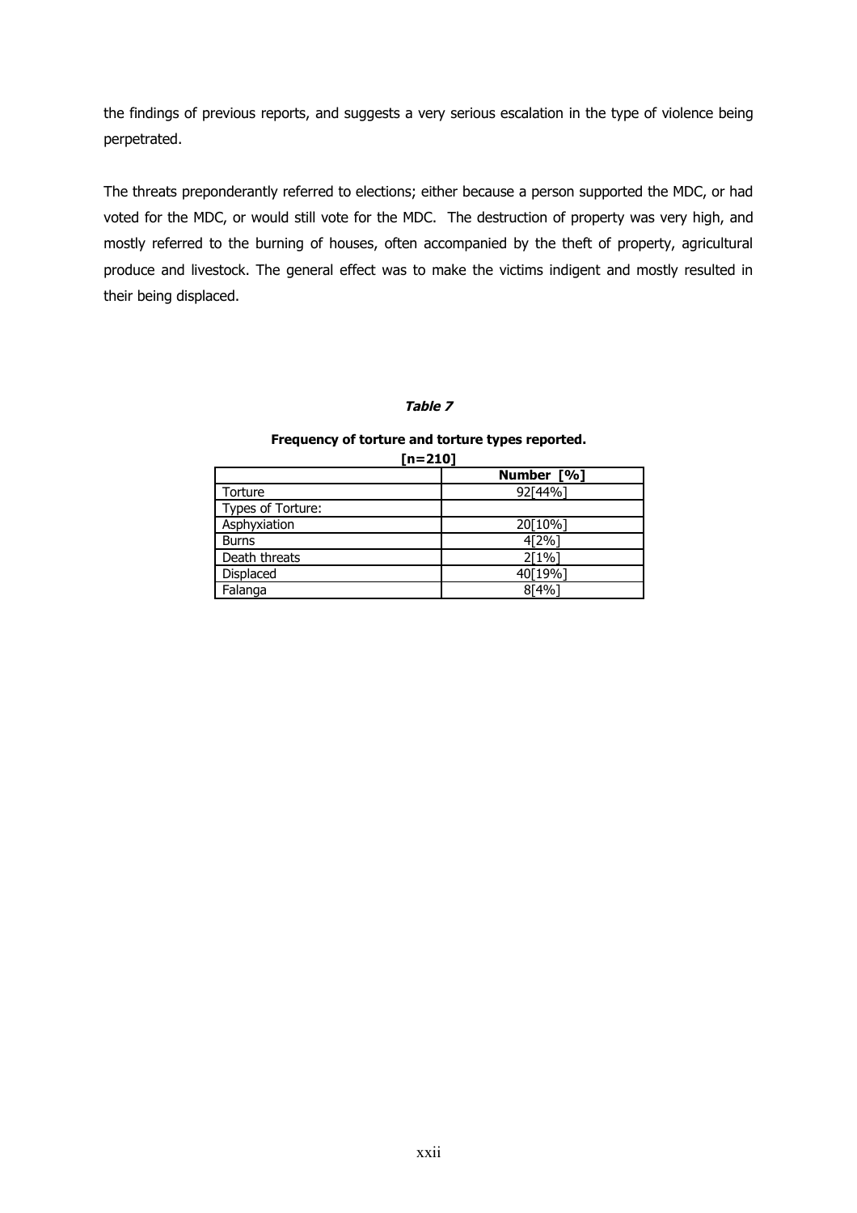the findings of previous reports, and suggests a very serious escalation in the type of violence being perpetrated.

The threats preponderantly referred to elections; either because a person supported the MDC, or had voted for the MDC, or would still vote for the MDC. The destruction of property was very high, and mostly referred to the burning of houses, often accompanied by the theft of property, agricultural produce and livestock. The general effect was to make the victims indigent and mostly resulted in their being displaced.

***Table 7***

**Frequency of torture and torture types reported.**

**[n=210]**

| | **Number [%]** |
|---|---|
| Torture | 92[44%] |
| Types of Torture: | |
| Asphyxiation | 20[10%] |
| Burns | 4[2%] |
| Death threats | 2[1%] |
| Displaced | 40[19%] |
| Falanga | 8[4%] |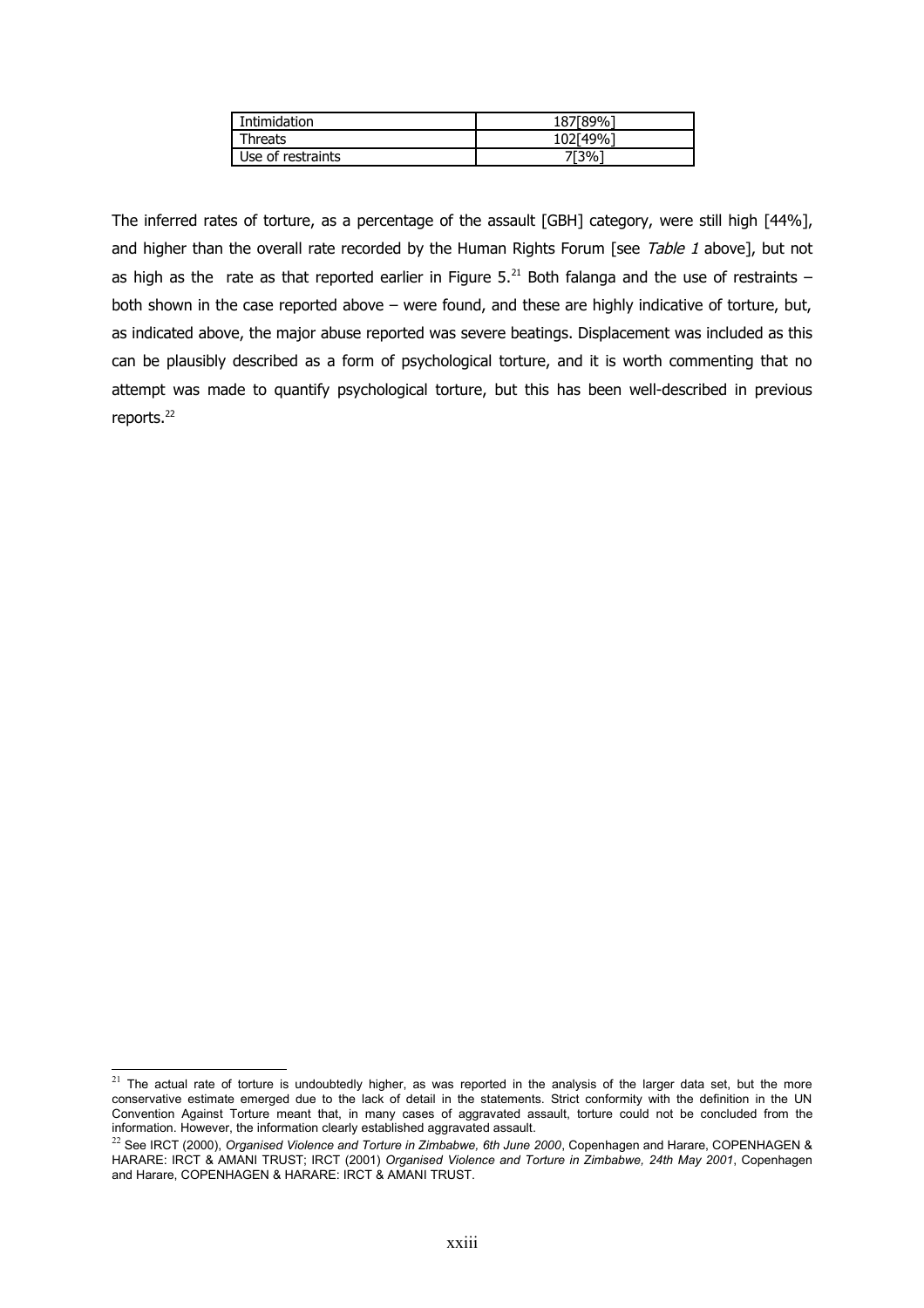| Intimidation | 187[89%] |
| --- | --- |
| Threats | 102[49%] |
| Use of restraints | 7[3%] |

The inferred rates of torture, as a percentage of the assault [GBH] category, were still high [44%], and higher than the overall rate recorded by the Human Rights Forum [see *Table 1* above], but not as high as the rate as that reported earlier in Figure 5.[21] Both falanga and the use of restraints – both shown in the case reported above – were found, and these are highly indicative of torture, but, as indicated above, the major abuse reported was severe beatings. Displacement was included as this can be plausibly described as a form of psychological torture, and it is worth commenting that no attempt was made to quantify psychological torture, but this has been well-described in previous reports.[22]

---

[21] The actual rate of torture is undoubtedly higher, as was reported in the analysis of the larger data set, but the more conservative estimate emerged due to the lack of detail in the statements. Strict conformity with the definition in the UN Convention Against Torture meant that, in many cases of aggravated assault, torture could not be concluded from the information. However, the information clearly established aggravated assault.

[22] See IRCT (2000), *Organised Violence and Torture in Zimbabwe, 6th June 2000*, Copenhagen and Harare, COPENHAGEN & HARARE: IRCT & AMANI TRUST; IRCT (2001) *Organised Violence and Torture in Zimbabwe, 24th May 2001*, Copenhagen and Harare, COPENHAGEN & HARARE: IRCT & AMANI TRUST.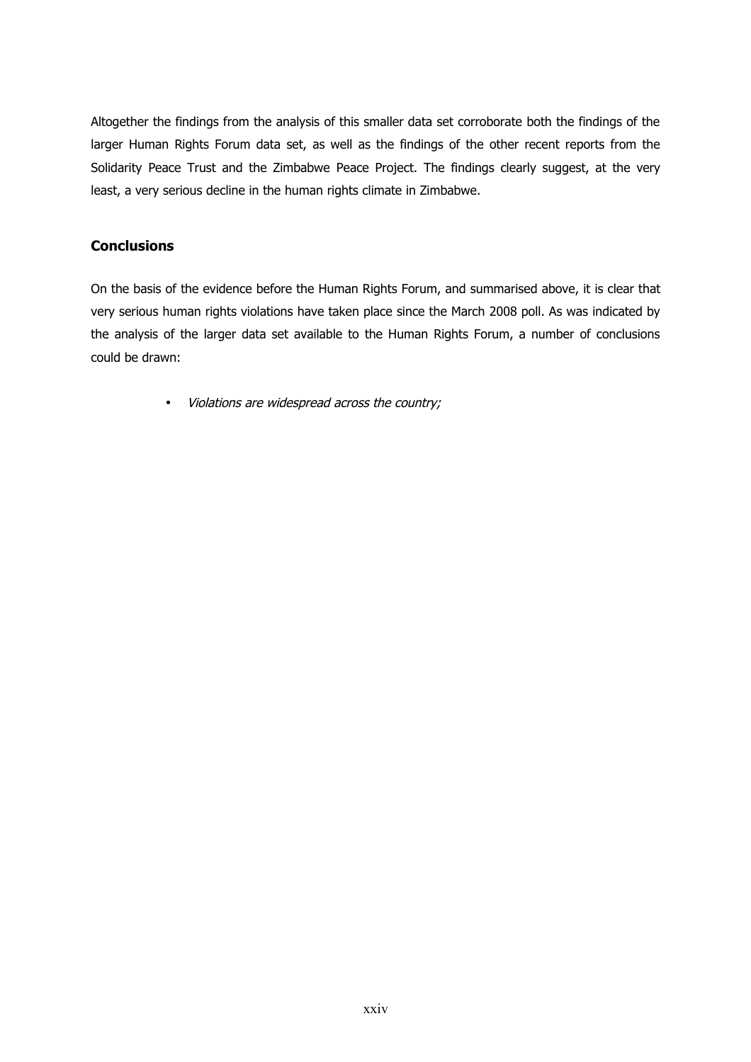Altogether the findings from the analysis of this smaller data set corroborate both the findings of the larger Human Rights Forum data set, as well as the findings of the other recent reports from the Solidarity Peace Trust and the Zimbabwe Peace Project. The findings clearly suggest, at the very least, a very serious decline in the human rights climate in Zimbabwe.

## Conclusions

On the basis of the evidence before the Human Rights Forum, and summarised above, it is clear that very serious human rights violations have taken place since the March 2008 poll. As was indicated by the analysis of the larger data set available to the Human Rights Forum, a number of conclusions could be drawn:

- *Violations are widespread across the country;*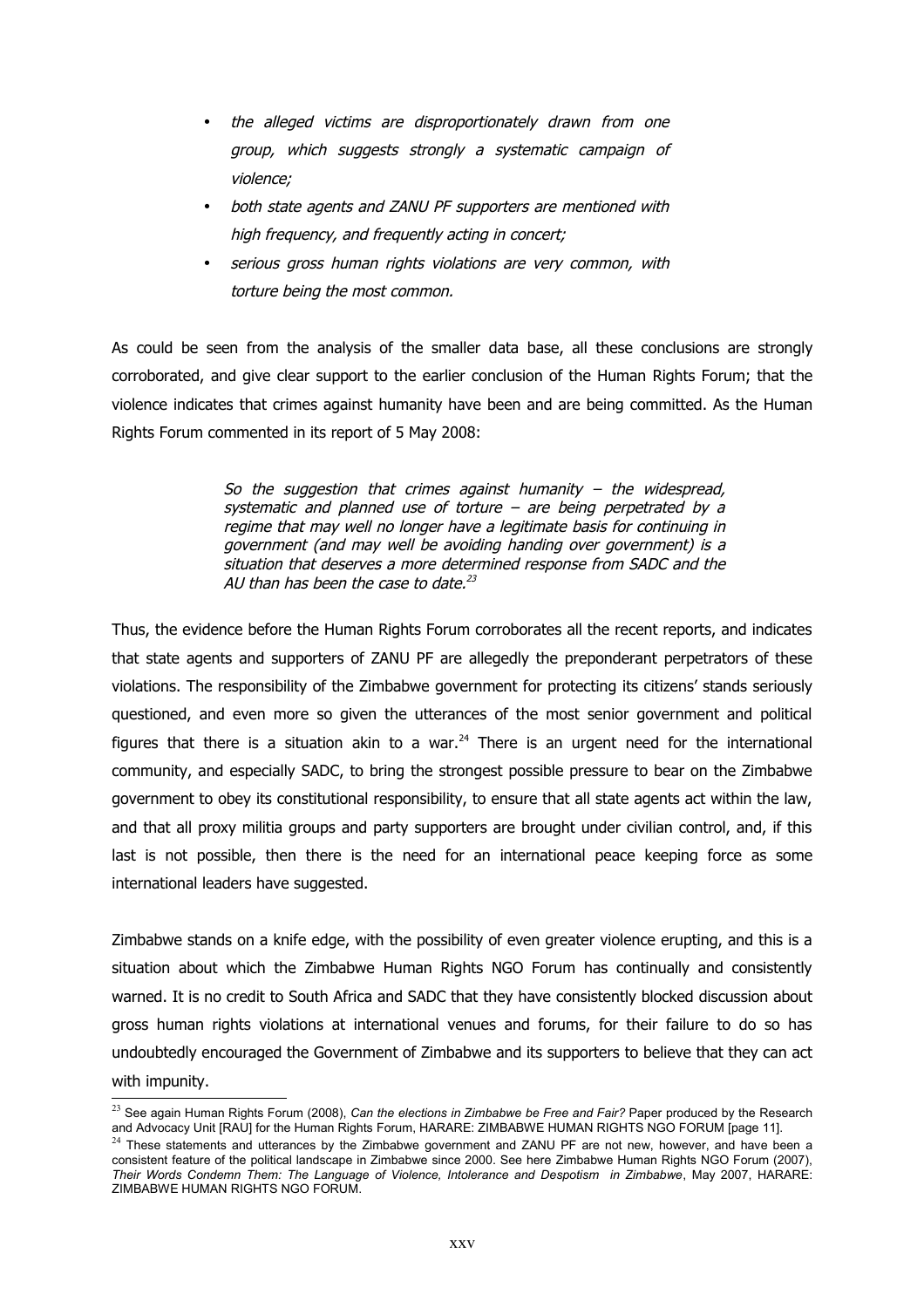- *the alleged victims are disproportionately drawn from one group, which suggests strongly a systematic campaign of violence;*
- *both state agents and ZANU PF supporters are mentioned with high frequency, and frequently acting in concert;*
- *serious gross human rights violations are very common, with torture being the most common.*

As could be seen from the analysis of the smaller data base, all these conclusions are strongly corroborated, and give clear support to the earlier conclusion of the Human Rights Forum; that the violence indicates that crimes against humanity have been and are being committed. As the Human Rights Forum commented in its report of 5 May 2008:

> *So the suggestion that crimes against humanity – the widespread, systematic and planned use of torture – are being perpetrated by a regime that may well no longer have a legitimate basis for continuing in government (and may well be avoiding handing over government) is a situation that deserves a more determined response from SADC and the AU than has been the case to date.*[23]

Thus, the evidence before the Human Rights Forum corroborates all the recent reports, and indicates that state agents and supporters of ZANU PF are allegedly the preponderant perpetrators of these violations. The responsibility of the Zimbabwe government for protecting its citizens' stands seriously questioned, and even more so given the utterances of the most senior government and political figures that there is a situation akin to a war.[24] There is an urgent need for the international community, and especially SADC, to bring the strongest possible pressure to bear on the Zimbabwe government to obey its constitutional responsibility, to ensure that all state agents act within the law, and that all proxy militia groups and party supporters are brought under civilian control, and, if this last is not possible, then there is the need for an international peace keeping force as some international leaders have suggested.

Zimbabwe stands on a knife edge, with the possibility of even greater violence erupting, and this is a situation about which the Zimbabwe Human Rights NGO Forum has continually and consistently warned. It is no credit to South Africa and SADC that they have consistently blocked discussion about gross human rights violations at international venues and forums, for their failure to do so has undoubtedly encouraged the Government of Zimbabwe and its supporters to believe that they can act with impunity.

---

[23] See again Human Rights Forum (2008), *Can the elections in Zimbabwe be Free and Fair?* Paper produced by the Research and Advocacy Unit [RAU] for the Human Rights Forum, HARARE: ZIMBABWE HUMAN RIGHTS NGO FORUM [page 11].

[24] These statements and utterances by the Zimbabwe government and ZANU PF are not new, however, and have been a consistent feature of the political landscape in Zimbabwe since 2000. See here Zimbabwe Human Rights NGO Forum (2007), *Their Words Condemn Them: The Language of Violence, Intolerance and Despotism in Zimbabwe*, May 2007, HARARE: ZIMBABWE HUMAN RIGHTS NGO FORUM.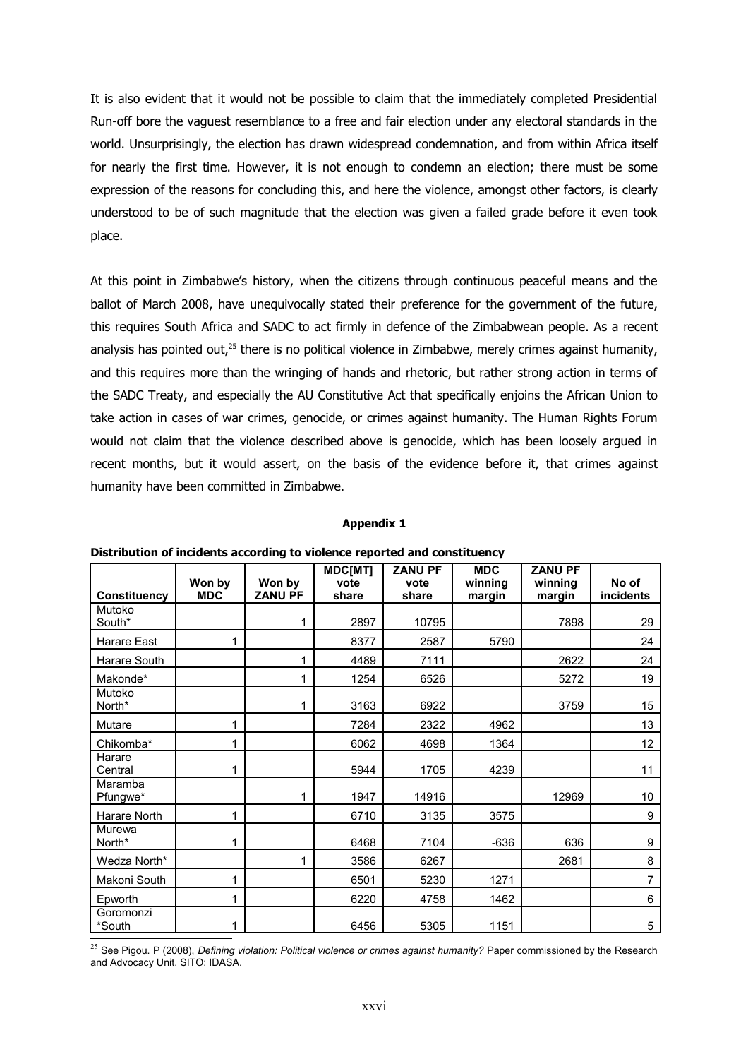It is also evident that it would not be possible to claim that the immediately completed Presidential Run-off bore the vaguest resemblance to a free and fair election under any electoral standards in the world. Unsurprisingly, the election has drawn widespread condemnation, and from within Africa itself for nearly the first time. However, it is not enough to condemn an election; there must be some expression of the reasons for concluding this, and here the violence, amongst other factors, is clearly understood to be of such magnitude that the election was given a failed grade before it even took place.

At this point in Zimbabwe's history, when the citizens through continuous peaceful means and the ballot of March 2008, have unequivocally stated their preference for the government of the future, this requires South Africa and SADC to act firmly in defence of the Zimbabwean people. As a recent analysis has pointed out,[25] there is no political violence in Zimbabwe, merely crimes against humanity, and this requires more than the wringing of hands and rhetoric, but rather strong action in terms of the SADC Treaty, and especially the AU Constitutive Act that specifically enjoins the African Union to take action in cases of war crimes, genocide, or crimes against humanity. The Human Rights Forum would not claim that the violence described above is genocide, which has been loosely argued in recent months, but it would assert, on the basis of the evidence before it, that crimes against humanity have been committed in Zimbabwe.

**Appendix 1**

**Distribution of incidents according to violence reported and constituency**

| Constituency | Won by MDC | Won by ZANU PF | MDC[MT] vote share | ZANU PF vote share | MDC winning margin | ZANU PF winning margin | No of incidents |
|---|---|---|---|---|---|---|---|
| Mutoko South* | | 1 | 2897 | 10795 | | 7898 | 29 |
| Harare East | 1 | | 8377 | 2587 | 5790 | | 24 |
| Harare South | | 1 | 4489 | 7111 | | 2622 | 24 |
| Makonde* | | 1 | 1254 | 6526 | | 5272 | 19 |
| Mutoko North* | | 1 | 3163 | 6922 | | 3759 | 15 |
| Mutare | 1 | | 7284 | 2322 | 4962 | | 13 |
| Chikomba* | 1 | | 6062 | 4698 | 1364 | | 12 |
| Harare Central | 1 | | 5944 | 1705 | 4239 | | 11 |
| Maramba Pfungwe* | | 1 | 1947 | 14916 | | 12969 | 10 |
| Harare North | 1 | | 6710 | 3135 | 3575 | | 9 |
| Murewa North* | 1 | | 6468 | 7104 | -636 | 636 | 9 |
| Wedza North* | | 1 | 3586 | 6267 | | 2681 | 8 |
| Makoni South | 1 | | 6501 | 5230 | 1271 | | 7 |
| Epworth | 1 | | 6220 | 4758 | 1462 | | 6 |
| Goromonzi *South | 1 | | 6456 | 5305 | 1151 | | 5 |

[25] See Pigou. P (2008), *Defining violation: Political violence or crimes against humanity?* Paper commissioned by the Research and Advocacy Unit, SITO: IDASA.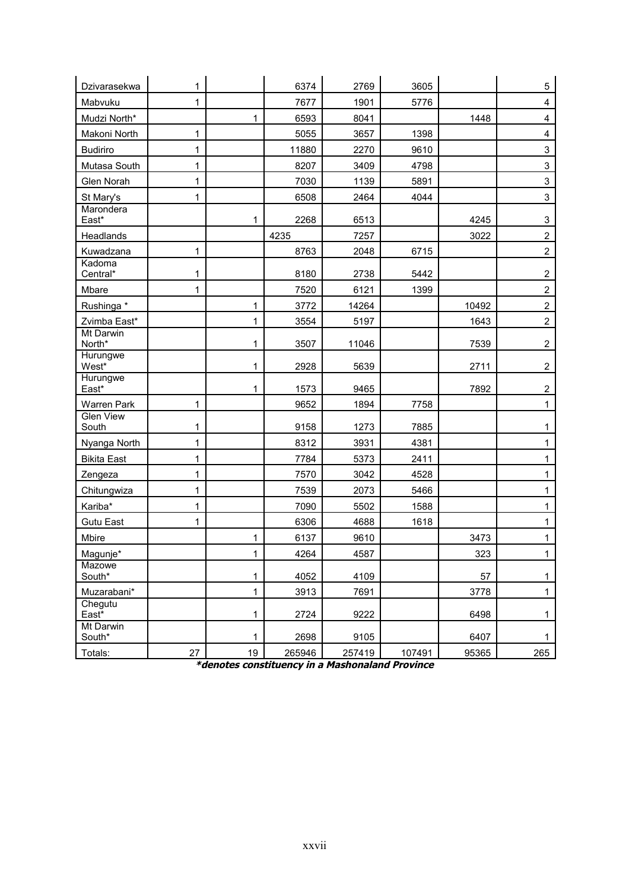| | | | | | | | |
|---|---|---|---|---|---|---|---|
| Dzivarasekwa | 1 | | 6374 | 2769 | 3605 | | 5 |
| Mabvuku | 1 | | 7677 | 1901 | 5776 | | 4 |
| Mudzi North* | | 1 | 6593 | 8041 | | 1448 | 4 |
| Makoni North | 1 | | 5055 | 3657 | 1398 | | 4 |
| Budiriro | 1 | | 11880 | 2270 | 9610 | | 3 |
| Mutasa South | 1 | | 8207 | 3409 | 4798 | | 3 |
| Glen Norah | 1 | | 7030 | 1139 | 5891 | | 3 |
| St Mary's | 1 | | 6508 | 2464 | 4044 | | 3 |
| Marondera East* | | 1 | 2268 | 6513 | | 4245 | 3 |
| Headlands | | | 4235 | 7257 | | 3022 | 2 |
| Kuwadzana | 1 | | 8763 | 2048 | 6715 | | 2 |
| Kadoma Central* | 1 | | 8180 | 2738 | 5442 | | 2 |
| Mbare | 1 | | 7520 | 6121 | 1399 | | 2 |
| Rushinga * | | 1 | 3772 | 14264 | | 10492 | 2 |
| Zvimba East* | | 1 | 3554 | 5197 | | 1643 | 2 |
| Mt Darwin North* | | 1 | 3507 | 11046 | | 7539 | 2 |
| Hurungwe West* | | 1 | 2928 | 5639 | | 2711 | 2 |
| Hurungwe East* | | 1 | 1573 | 9465 | | 7892 | 2 |
| Warren Park | 1 | | 9652 | 1894 | 7758 | | 1 |
| Glen View South | 1 | | 9158 | 1273 | 7885 | | 1 |
| Nyanga North | 1 | | 8312 | 3931 | 4381 | | 1 |
| Bikita East | 1 | | 7784 | 5373 | 2411 | | 1 |
| Zengeza | 1 | | 7570 | 3042 | 4528 | | 1 |
| Chitungwiza | 1 | | 7539 | 2073 | 5466 | | 1 |
| Kariba* | 1 | | 7090 | 5502 | 1588 | | 1 |
| Gutu East | 1 | | 6306 | 4688 | 1618 | | 1 |
| Mbire | | 1 | 6137 | 9610 | | 3473 | 1 |
| Magunje* | | 1 | 4264 | 4587 | | 323 | 1 |
| Mazowe South* | | 1 | 4052 | 4109 | | 57 | 1 |
| Muzarabani* | | 1 | 3913 | 7691 | | 3778 | 1 |
| Chegutu East* | | 1 | 2724 | 9222 | | 6498 | 1 |
| Mt Darwin South* | | 1 | 2698 | 9105 | | 6407 | 1 |
| Totals: | 27 | 19 | 265946 | 257419 | 107491 | 95365 | 265 |

***denotes constituency in a Mashonaland Province***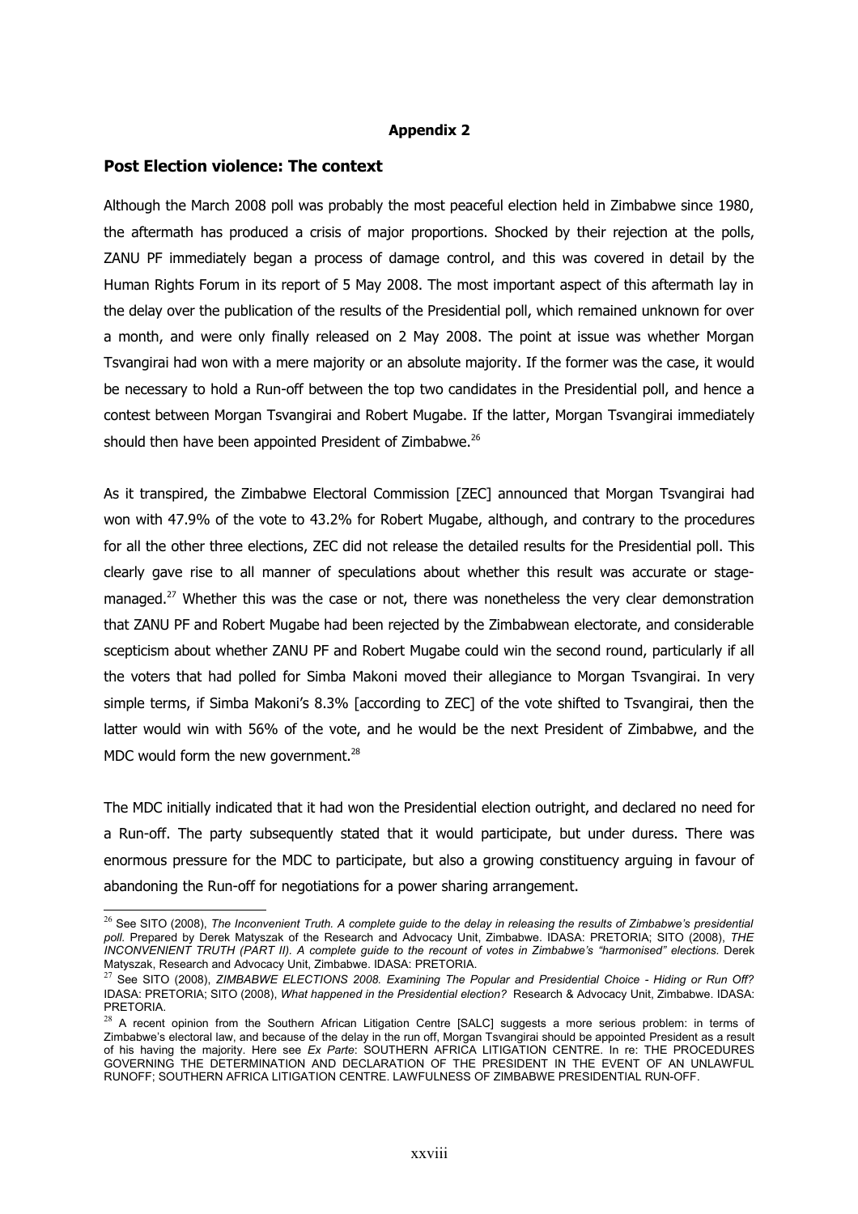**Appendix 2**

## Post Election violence: The context

Although the March 2008 poll was probably the most peaceful election held in Zimbabwe since 1980, the aftermath has produced a crisis of major proportions. Shocked by their rejection at the polls, ZANU PF immediately began a process of damage control, and this was covered in detail by the Human Rights Forum in its report of 5 May 2008. The most important aspect of this aftermath lay in the delay over the publication of the results of the Presidential poll, which remained unknown for over a month, and were only finally released on 2 May 2008. The point at issue was whether Morgan Tsvangirai had won with a mere majority or an absolute majority. If the former was the case, it would be necessary to hold a Run-off between the top two candidates in the Presidential poll, and hence a contest between Morgan Tsvangirai and Robert Mugabe. If the latter, Morgan Tsvangirai immediately should then have been appointed President of Zimbabwe.[26]

As it transpired, the Zimbabwe Electoral Commission [ZEC] announced that Morgan Tsvangirai had won with 47.9% of the vote to 43.2% for Robert Mugabe, although, and contrary to the procedures for all the other three elections, ZEC did not release the detailed results for the Presidential poll. This clearly gave rise to all manner of speculations about whether this result was accurate or stage-managed.[27] Whether this was the case or not, there was nonetheless the very clear demonstration that ZANU PF and Robert Mugabe had been rejected by the Zimbabwean electorate, and considerable scepticism about whether ZANU PF and Robert Mugabe could win the second round, particularly if all the voters that had polled for Simba Makoni moved their allegiance to Morgan Tsvangirai. In very simple terms, if Simba Makoni's 8.3% [according to ZEC] of the vote shifted to Tsvangirai, then the latter would win with 56% of the vote, and he would be the next President of Zimbabwe, and the MDC would form the new government.[28]

The MDC initially indicated that it had won the Presidential election outright, and declared no need for a Run-off. The party subsequently stated that it would participate, but under duress. There was enormous pressure for the MDC to participate, but also a growing constituency arguing in favour of abandoning the Run-off for negotiations for a power sharing arrangement.

---

[26] See SITO (2008), *The Inconvenient Truth. A complete guide to the delay in releasing the results of Zimbabwe's presidential poll.* Prepared by Derek Matyszak of the Research and Advocacy Unit, Zimbabwe. IDASA: PRETORIA; SITO (2008), *THE INCONVENIENT TRUTH (PART II). A complete guide to the recount of votes in Zimbabwe's "harmonised" elections.* Derek Matyszak, Research and Advocacy Unit, Zimbabwe. IDASA: PRETORIA.

[27] See SITO (2008), *ZIMBABWE ELECTIONS 2008. Examining The Popular and Presidential Choice - Hiding or Run Off?* IDASA: PRETORIA; SITO (2008), *What happened in the Presidential election?* Research & Advocacy Unit, Zimbabwe. IDASA: PRETORIA.

[28] A recent opinion from the Southern African Litigation Centre [SALC] suggests a more serious problem: in terms of Zimbabwe's electoral law, and because of the delay in the run off, Morgan Tsvangirai should be appointed President as a result of his having the majority. Here see *Ex Parte*: SOUTHERN AFRICA LITIGATION CENTRE. In re: THE PROCEDURES GOVERNING THE DETERMINATION AND DECLARATION OF THE PRESIDENT IN THE EVENT OF AN UNLAWFUL RUNOFF; SOUTHERN AFRICA LITIGATION CENTRE. LAWFULNESS OF ZIMBABWE PRESIDENTIAL RUN-OFF.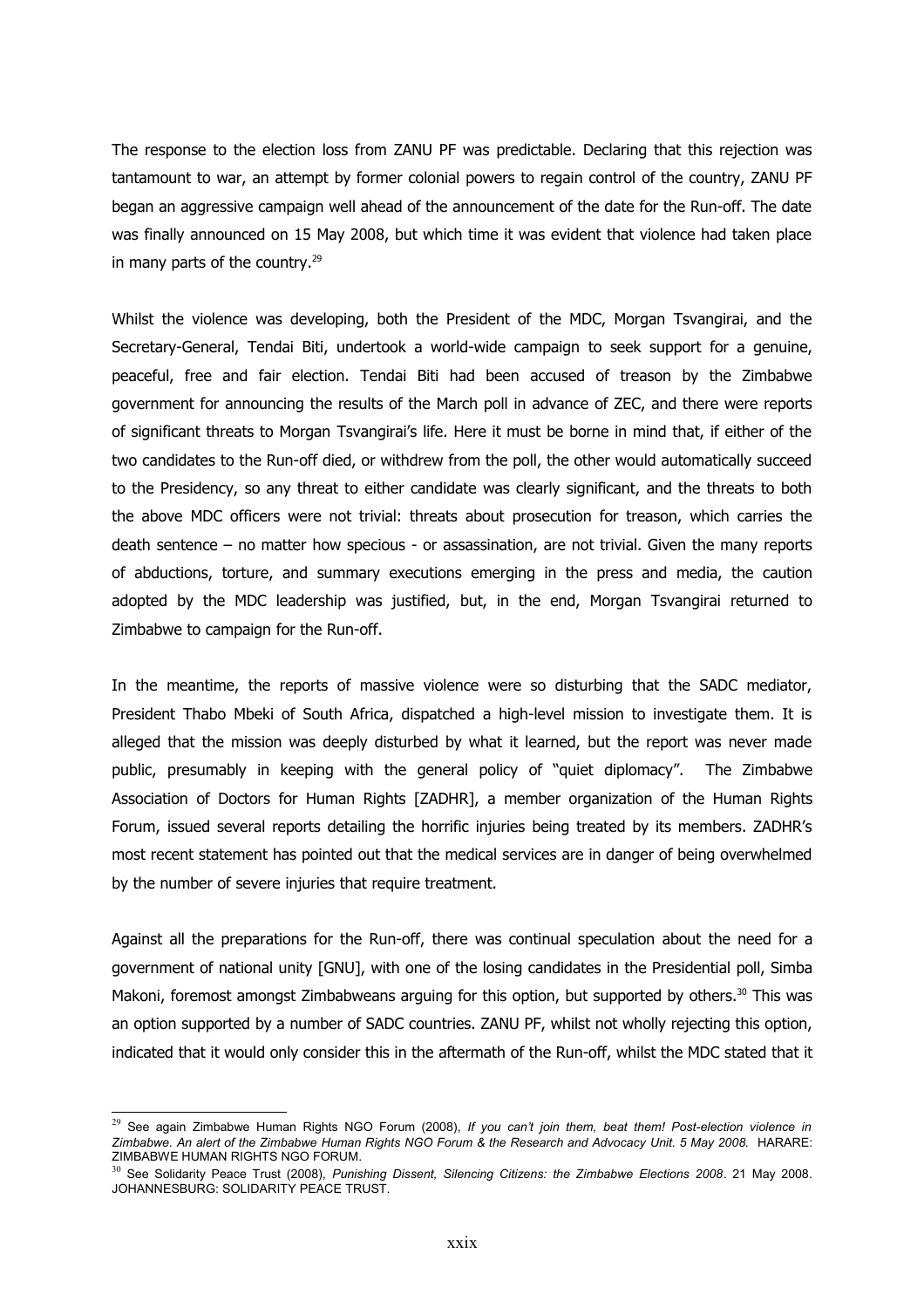The response to the election loss from ZANU PF was predictable. Declaring that this rejection was tantamount to war, an attempt by former colonial powers to regain control of the country, ZANU PF began an aggressive campaign well ahead of the announcement of the date for the Run-off. The date was finally announced on 15 May 2008, but which time it was evident that violence had taken place in many parts of the country.[29]

Whilst the violence was developing, both the President of the MDC, Morgan Tsvangirai, and the Secretary-General, Tendai Biti, undertook a world-wide campaign to seek support for a genuine, peaceful, free and fair election. Tendai Biti had been accused of treason by the Zimbabwe government for announcing the results of the March poll in advance of ZEC, and there were reports of significant threats to Morgan Tsvangirai's life. Here it must be borne in mind that, if either of the two candidates to the Run-off died, or withdrew from the poll, the other would automatically succeed to the Presidency, so any threat to either candidate was clearly significant, and the threats to both the above MDC officers were not trivial: threats about prosecution for treason, which carries the death sentence – no matter how specious - or assassination, are not trivial. Given the many reports of abductions, torture, and summary executions emerging in the press and media, the caution adopted by the MDC leadership was justified, but, in the end, Morgan Tsvangirai returned to Zimbabwe to campaign for the Run-off.

In the meantime, the reports of massive violence were so disturbing that the SADC mediator, President Thabo Mbeki of South Africa, dispatched a high-level mission to investigate them. It is alleged that the mission was deeply disturbed by what it learned, but the report was never made public, presumably in keeping with the general policy of "quiet diplomacy". The Zimbabwe Association of Doctors for Human Rights [ZADHR], a member organization of the Human Rights Forum, issued several reports detailing the horrific injuries being treated by its members. ZADHR's most recent statement has pointed out that the medical services are in danger of being overwhelmed by the number of severe injuries that require treatment.

Against all the preparations for the Run-off, there was continual speculation about the need for a government of national unity [GNU], with one of the losing candidates in the Presidential poll, Simba Makoni, foremost amongst Zimbabweans arguing for this option, but supported by others.[30] This was an option supported by a number of SADC countries. ZANU PF, whilst not wholly rejecting this option, indicated that it would only consider this in the aftermath of the Run-off, whilst the MDC stated that it

---

[29] See again Zimbabwe Human Rights NGO Forum (2008), *If you can't join them, beat them! Post-election violence in Zimbabwe. An alert of the Zimbabwe Human Rights NGO Forum & the Research and Advocacy Unit. 5 May 2008.* HARARE: ZIMBABWE HUMAN RIGHTS NGO FORUM.

[30] See Solidarity Peace Trust (2008), *Punishing Dissent, Silencing Citizens: the Zimbabwe Elections 2008*. 21 May 2008. JOHANNESBURG: SOLIDARITY PEACE TRUST.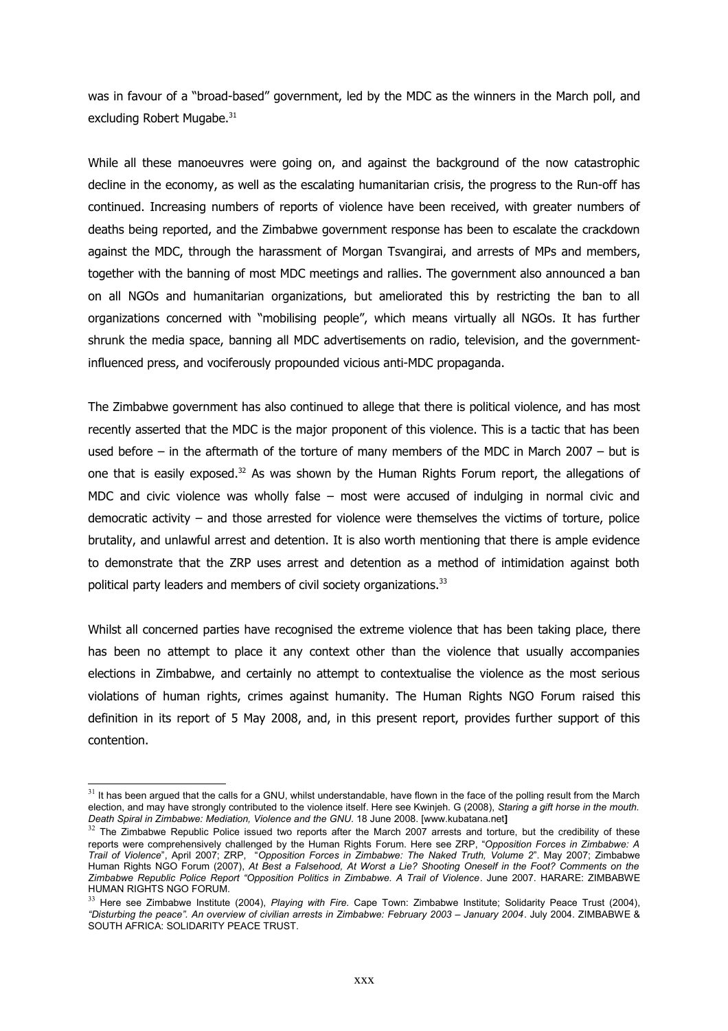was in favour of a "broad-based" government, led by the MDC as the winners in the March poll, and excluding Robert Mugabe.[31]

While all these manoeuvres were going on, and against the background of the now catastrophic decline in the economy, as well as the escalating humanitarian crisis, the progress to the Run-off has continued. Increasing numbers of reports of violence have been received, with greater numbers of deaths being reported, and the Zimbabwe government response has been to escalate the crackdown against the MDC, through the harassment of Morgan Tsvangirai, and arrests of MPs and members, together with the banning of most MDC meetings and rallies. The government also announced a ban on all NGOs and humanitarian organizations, but ameliorated this by restricting the ban to all organizations concerned with "mobilising people", which means virtually all NGOs. It has further shrunk the media space, banning all MDC advertisements on radio, television, and the government-influenced press, and vociferously propounded vicious anti-MDC propaganda.

The Zimbabwe government has also continued to allege that there is political violence, and has most recently asserted that the MDC is the major proponent of this violence. This is a tactic that has been used before – in the aftermath of the torture of many members of the MDC in March 2007 – but is one that is easily exposed.[32] As was shown by the Human Rights Forum report, the allegations of MDC and civic violence was wholly false – most were accused of indulging in normal civic and democratic activity – and those arrested for violence were themselves the victims of torture, police brutality, and unlawful arrest and detention. It is also worth mentioning that there is ample evidence to demonstrate that the ZRP uses arrest and detention as a method of intimidation against both political party leaders and members of civil society organizations.[33]

Whilst all concerned parties have recognised the extreme violence that has been taking place, there has been no attempt to place it any context other than the violence that usually accompanies elections in Zimbabwe, and certainly no attempt to contextualise the violence as the most serious violations of human rights, crimes against humanity. The Human Rights NGO Forum raised this definition in its report of 5 May 2008, and, in this present report, provides further support of this contention.

---

[31] It has been argued that the calls for a GNU, whilst understandable, have flown in the face of the polling result from the March election, and may have strongly contributed to the violence itself. Here see Kwinjeh. G (2008), *Staring a gift horse in the mouth. Death Spiral in Zimbabwe: Mediation, Violence and the GNU*. 18 June 2008. [www.kubatana.net]

[32] The Zimbabwe Republic Police issued two reports after the March 2007 arrests and torture, but the credibility of these reports were comprehensively challenged by the Human Rights Forum. Here see ZRP, "*Opposition Forces in Zimbabwe: A Trail of Violence*", April 2007; ZRP, "*Opposition Forces in Zimbabwe: The Naked Truth, Volume 2*". May 2007; Zimbabwe Human Rights NGO Forum (2007), *At Best a Falsehood, At Worst a Lie? Shooting Oneself in the Foot? Comments on the Zimbabwe Republic Police Report "Opposition Politics in Zimbabwe. A Trail of Violence*. June 2007. HARARE: ZIMBABWE HUMAN RIGHTS NGO FORUM.

[33] Here see Zimbabwe Institute (2004), *Playing with Fire*. Cape Town: Zimbabwe Institute; Solidarity Peace Trust (2004), *"Disturbing the peace". An overview of civilian arrests in Zimbabwe: February 2003 – January 2004*. July 2004. ZIMBABWE & SOUTH AFRICA: SOLIDARITY PEACE TRUST.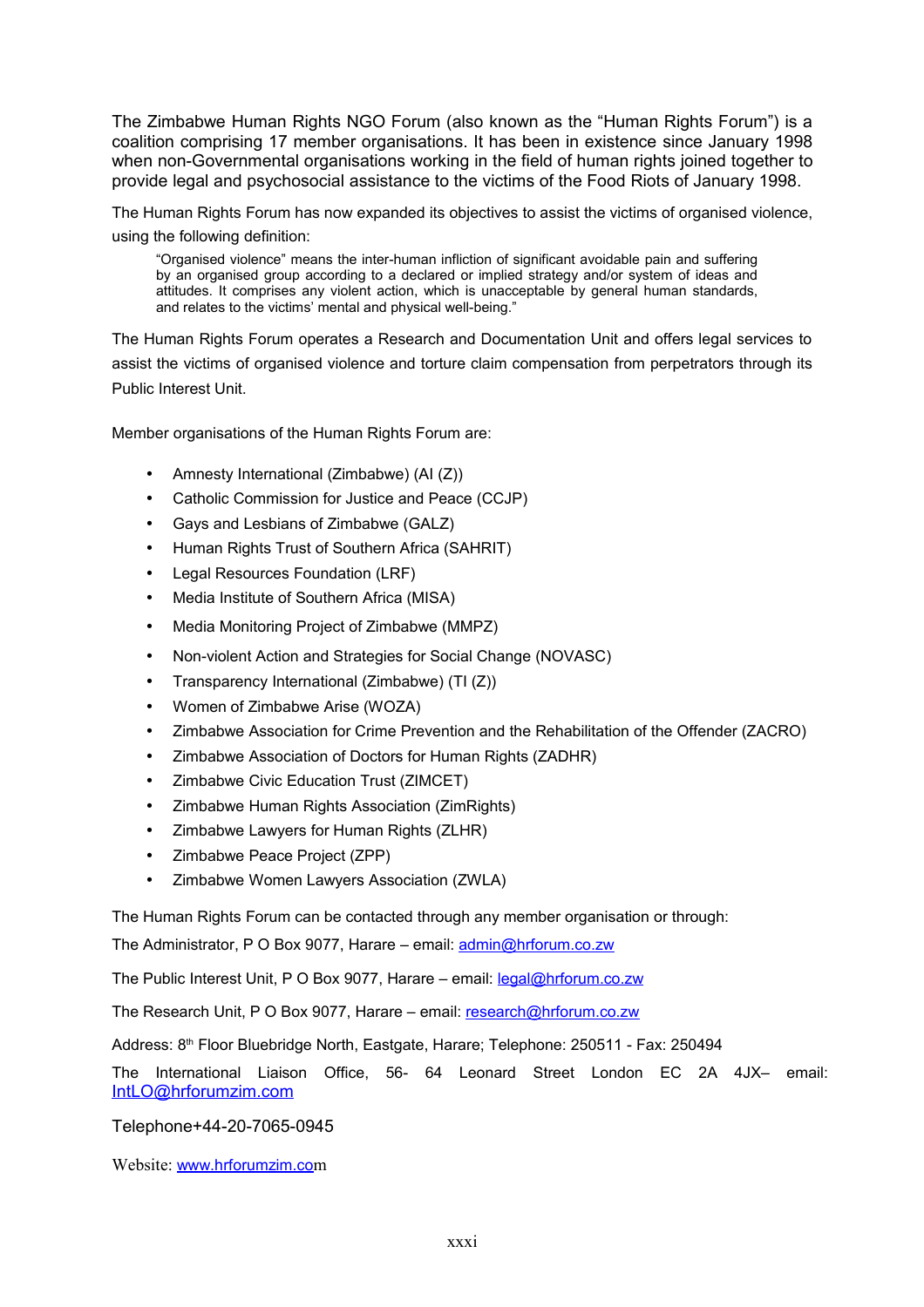The Zimbabwe Human Rights NGO Forum (also known as the "Human Rights Forum") is a coalition comprising 17 member organisations. It has been in existence since January 1998 when non-Governmental organisations working in the field of human rights joined together to provide legal and psychosocial assistance to the victims of the Food Riots of January 1998.

The Human Rights Forum has now expanded its objectives to assist the victims of organised violence, using the following definition:

> "Organised violence" means the inter-human infliction of significant avoidable pain and suffering by an organised group according to a declared or implied strategy and/or system of ideas and attitudes. It comprises any violent action, which is unacceptable by general human standards, and relates to the victims' mental and physical well-being."

The Human Rights Forum operates a Research and Documentation Unit and offers legal services to assist the victims of organised violence and torture claim compensation from perpetrators through its Public Interest Unit.

Member organisations of the Human Rights Forum are:

- Amnesty International (Zimbabwe) (AI (Z))
- Catholic Commission for Justice and Peace (CCJP)
- Gays and Lesbians of Zimbabwe (GALZ)
- Human Rights Trust of Southern Africa (SAHRIT)
- Legal Resources Foundation (LRF)
- Media Institute of Southern Africa (MISA)
- Media Monitoring Project of Zimbabwe (MMPZ)
- Non-violent Action and Strategies for Social Change (NOVASC)
- Transparency International (Zimbabwe) (TI (Z))
- Women of Zimbabwe Arise (WOZA)
- Zimbabwe Association for Crime Prevention and the Rehabilitation of the Offender (ZACRO)
- Zimbabwe Association of Doctors for Human Rights (ZADHR)
- Zimbabwe Civic Education Trust (ZIMCET)
- Zimbabwe Human Rights Association (ZimRights)
- Zimbabwe Lawyers for Human Rights (ZLHR)
- Zimbabwe Peace Project (ZPP)
- Zimbabwe Women Lawyers Association (ZWLA)

The Human Rights Forum can be contacted through any member organisation or through:

The Administrator, P O Box 9077, Harare – email: admin@hrforum.co.zw

The Public Interest Unit, P O Box 9077, Harare – email: legal@hrforum.co.zw

The Research Unit, P O Box 9077, Harare – email: research@hrforum.co.zw

Address: 8th Floor Bluebridge North, Eastgate, Harare; Telephone: 250511 - Fax: 250494

The International Liaison Office, 56- 64 Leonard Street London EC 2A 4JX– email: IntLO@hrforumzim.com

Telephone+44-20-7065-0945

Website: www.hrforumzim.com